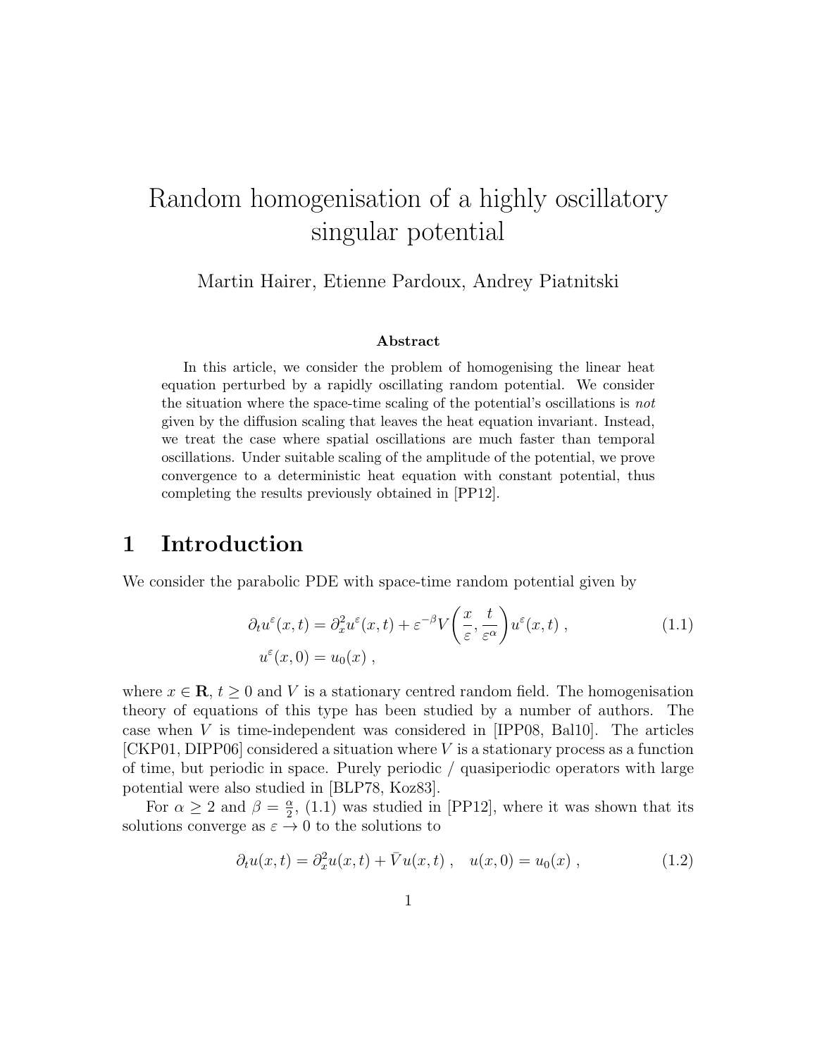# Random homogenisation of a highly oscillatory singular potential

Martin Hairer, Etienne Pardoux, Andrey Piatnitski

### Abstract

In this article, we consider the problem of homogenising the linear heat equation perturbed by a rapidly oscillating random potential. We consider the situation where the space-time scaling of the potential's oscillations is *not* given by the diffusion scaling that leaves the heat equation invariant. Instead, we treat the case where spatial oscillations are much faster than temporal oscillations. Under suitable scaling of the amplitude of the potential, we prove convergence to a deterministic heat equation with constant potential, thus completing the results previously obtained in [PP12].

## 1 Introduction

We consider the parabolic PDE with space-time random potential given by

$$
\begin{aligned}
\partial_t u^\varepsilon(x,t) &= \partial_x^2 u^\varepsilon(x,t) + \varepsilon^{-\beta} V\left(\frac{x}{\varepsilon}, \frac{t}{\varepsilon^\alpha}\right) u^\varepsilon(x,t) \;, \\
u^\varepsilon(x,0) &= u_0(x) \;,
\end{aligned}
\tag{1.1}
$$

where $x \in \mathbf{R}$, $t \geq 0$ and $V$ is a stationary centred random field. The homogenisation theory of equations of this type has been studied by a number of authors. The case when $V$ is time-independent was considered in [IPP08, Bal10]. The articles [CKP01, DIPP06] considered a situation where $V$ is a stationary process as a function of time, but periodic in space. Purely periodic / quasiperiodic operators with large potential were also studied in [BLP78, Koz83].

For $\alpha \geq 2$ and $\beta = \frac{\alpha}{2}$, (1.1) was studied in [PP12], where it was shown that its solutions converge as $\varepsilon \to 0$ to the solutions to

$$
\partial_t u(x,t) = \partial_x^2 u(x,t) + \bar{V} u(x,t) \;, \quad u(x,0) = u_0(x) \;,
\tag{1.2}
$$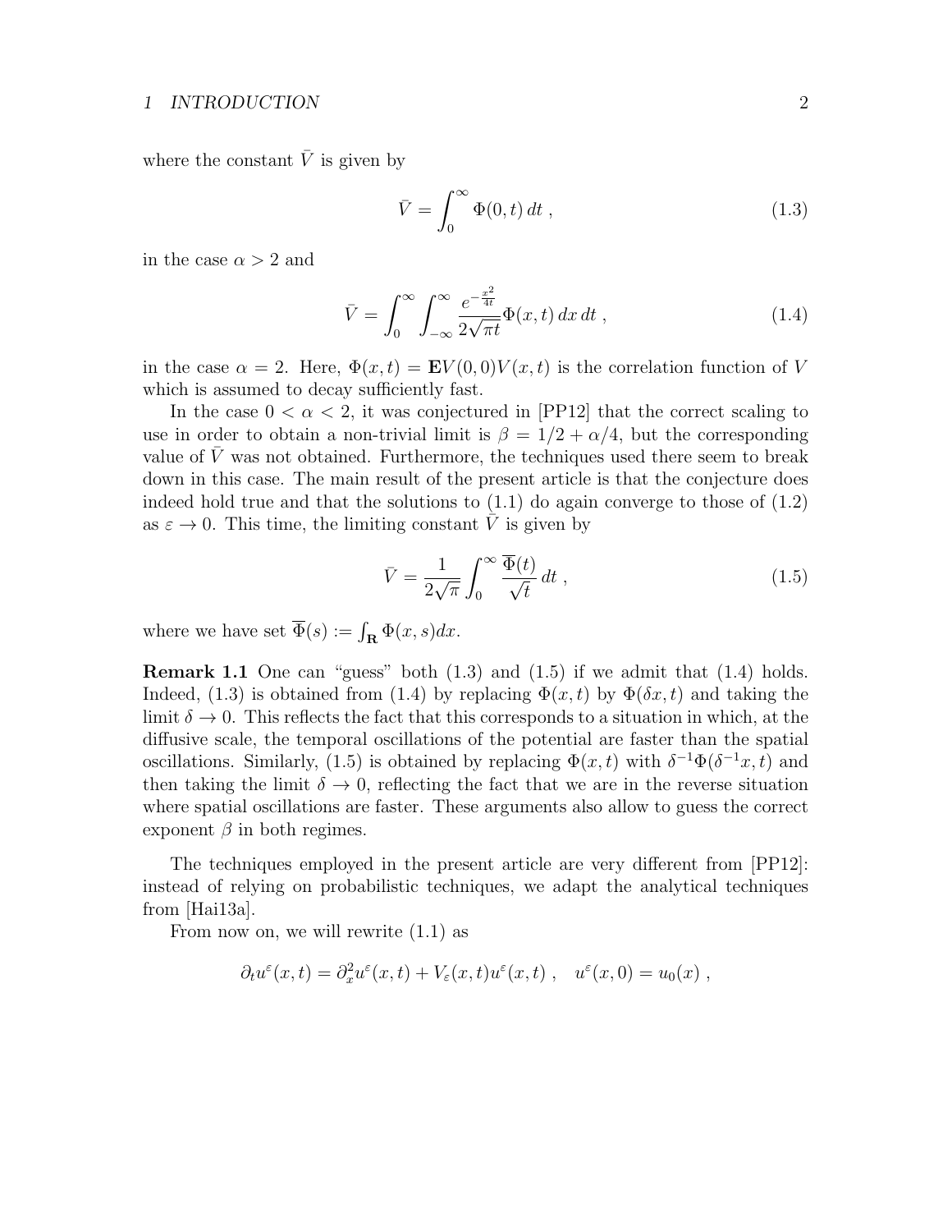where the constant $\bar{V}$ is given by

$$
\bar{V} = \int_0^\infty \Phi(0,t)\, dt \;, \tag{1.3}
$$

in the case $\alpha > 2$ and

$$
\bar{V} = \int_0^\infty \int_{-\infty}^\infty \frac{e^{-\frac{x^2}{4t}}}{2\sqrt{\pi t}} \Phi(x,t)\, dx\, dt \;, \tag{1.4}
$$

in the case $\alpha = 2$. Here, $\Phi(x,t) = \mathbf{E}V(0,0)V(x,t)$ is the correlation function of $V$ which is assumed to decay sufficiently fast.

In the case $0 < \alpha < 2$, it was conjectured in [PP12] that the correct scaling to use in order to obtain a non-trivial limit is $\beta = 1/2 + \alpha/4$, but the corresponding value of $\bar{V}$ was not obtained. Furthermore, the techniques used there seem to break down in this case. The main result of the present article is that the conjecture does indeed hold true and that the solutions to (1.1) do again converge to those of (1.2) as $\varepsilon \to 0$. This time, the limiting constant $\bar{V}$ is given by

$$
\bar{V} = \frac{1}{2\sqrt{\pi}} \int_0^\infty \frac{\overline{\Phi}(t)}{\sqrt{t}}\, dt \;, \tag{1.5}
$$

where we have set $\overline{\Phi}(s) := \int_{\mathbf{R}} \Phi(x,s) dx$.

**Remark 1.1** One can "guess" both (1.3) and (1.5) if we admit that (1.4) holds. Indeed, (1.3) is obtained from (1.4) by replacing $\Phi(x,t)$ by $\Phi(\delta x, t)$ and taking the limit $\delta \to 0$. This reflects the fact that this corresponds to a situation in which, at the diffusive scale, the temporal oscillations of the potential are faster than the spatial oscillations. Similarly, (1.5) is obtained by replacing $\Phi(x,t)$ with $\delta^{-1}\Phi(\delta^{-1}x, t)$ and then taking the limit $\delta \to 0$, reflecting the fact that we are in the reverse situation where spatial oscillations are faster. These arguments also allow to guess the correct exponent $\beta$ in both regimes.

The techniques employed in the present article are very different from [PP12]: instead of relying on probabilistic techniques, we adapt the analytical techniques from [Hai13a].

From now on, we will rewrite (1.1) as

$$
\partial_t u^\varepsilon(x,t) = \partial_x^2 u^\varepsilon(x,t) + V_\varepsilon(x,t) u^\varepsilon(x,t) \;, \quad u^\varepsilon(x,0) = u_0(x) \;,
$$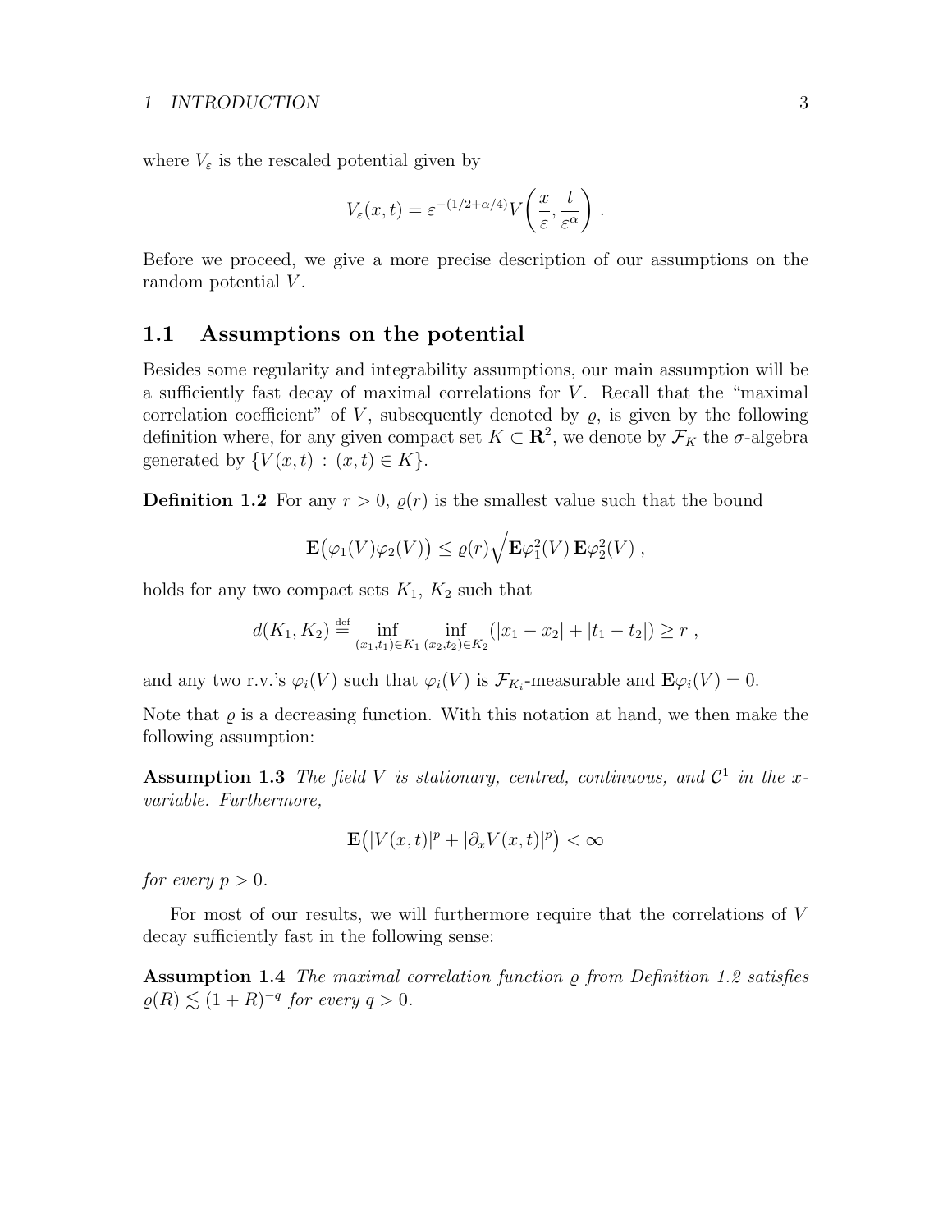where $V_\varepsilon$ is the rescaled potential given by

$$V_\varepsilon(x,t) = \varepsilon^{-(1/2+\alpha/4)} V\!\left(\frac{x}{\varepsilon}, \frac{t}{\varepsilon^\alpha}\right) .$$

Before we proceed, we give a more precise description of our assumptions on the random potential $V$.

## 1.1 Assumptions on the potential

Besides some regularity and integrability assumptions, our main assumption will be a sufficiently fast decay of maximal correlations for $V$. Recall that the "maximal correlation coefficient" of $V$, subsequently denoted by $\varrho$, is given by the following definition where, for any given compact set $K \subset \mathbf{R}^2$, we denote by $\mathcal{F}_K$ the $\sigma$-algebra generated by $\{V(x,t) : (x,t) \in K\}$.

**Definition 1.2** For any $r > 0$, $\varrho(r)$ is the smallest value such that the bound

$$\mathbf{E}\big(\varphi_1(V)\varphi_2(V)\big) \le \varrho(r)\sqrt{\mathbf{E}\varphi_1^2(V)\,\mathbf{E}\varphi_2^2(V)} ,$$

holds for any two compact sets $K_1$, $K_2$ such that

$$d(K_1,K_2) \stackrel{\text{def}}{=} \inf_{(x_1,t_1)\in K_1} \inf_{(x_2,t_2)\in K_2} (|x_1 - x_2| + |t_1 - t_2|) \ge r ,$$

and any two r.v.'s $\varphi_i(V)$ such that $\varphi_i(V)$ is $\mathcal{F}_{K_i}$-measurable and $\mathbf{E}\varphi_i(V) = 0$.

Note that $\varrho$ is a decreasing function. With this notation at hand, we then make the following assumption:

**Assumption 1.3** *The field $V$ is stationary, centred, continuous, and $\mathcal{C}^1$ in the $x$-variable. Furthermore,*

$$\mathbf{E}\big(|V(x,t)|^p + |\partial_x V(x,t)|^p\big) < \infty$$

*for every $p > 0$.*

For most of our results, we will furthermore require that the correlations of $V$ decay sufficiently fast in the following sense:

**Assumption 1.4** *The maximal correlation function $\varrho$ from Definition 1.2 satisfies $\varrho(R) \lesssim (1 + R)^{-q}$ for every $q > 0$.*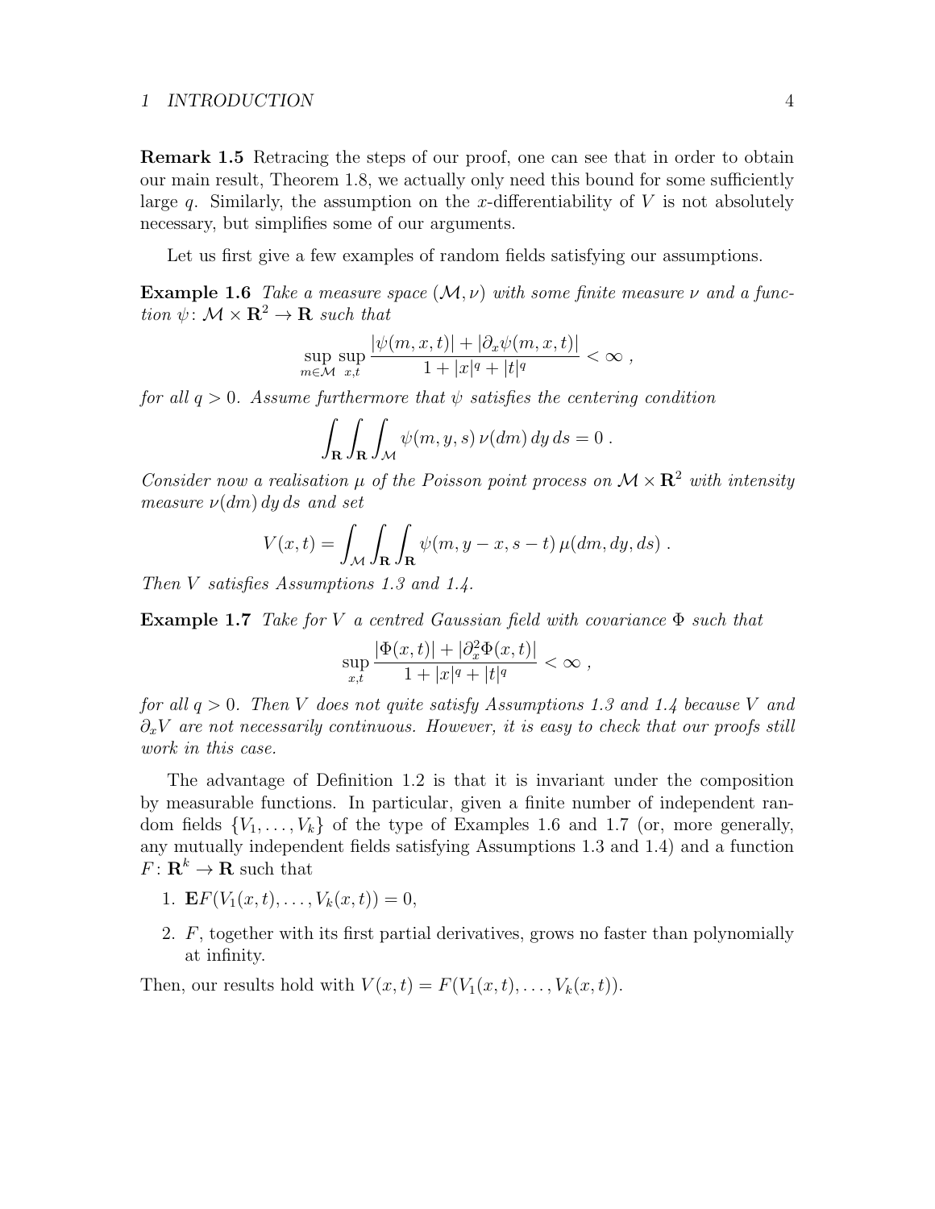**Remark 1.5** Retracing the steps of our proof, one can see that in order to obtain our main result, Theorem 1.8, we actually only need this bound for some sufficiently large $q$. Similarly, the assumption on the $x$-differentiability of $V$ is not absolutely necessary, but simplifies some of our arguments.

Let us first give a few examples of random fields satisfying our assumptions.

**Example 1.6** *Take a measure space $(\mathcal{M}, \nu)$ with some finite measure $\nu$ and a function $\psi \colon \mathcal{M} \times \mathbf{R}^2 \to \mathbf{R}$ such that*

$$\sup_{m \in \mathcal{M}} \sup_{x,t} \frac{|\psi(m,x,t)| + |\partial_x \psi(m,x,t)|}{1 + |x|^q + |t|^q} < \infty \;,$$

*for all $q > 0$. Assume furthermore that $\psi$ satisfies the centering condition*

$$\int_{\mathbf{R}} \int_{\mathbf{R}} \int_{\mathcal{M}} \psi(m,y,s)\, \nu(dm)\, dy\, ds = 0 \;.$$

*Consider now a realisation $\mu$ of the Poisson point process on $\mathcal{M} \times \mathbf{R}^2$ with intensity measure $\nu(dm)\, dy\, ds$ and set*

$$V(x,t) = \int_{\mathcal{M}} \int_{\mathbf{R}} \int_{\mathbf{R}} \psi(m, y-x, s-t)\, \mu(dm, dy, ds) \;.$$

*Then $V$ satisfies Assumptions 1.3 and 1.4.*

**Example 1.7** *Take for $V$ a centred Gaussian field with covariance $\Phi$ such that*

$$\sup_{x,t} \frac{|\Phi(x,t)| + |\partial_x^2 \Phi(x,t)|}{1 + |x|^q + |t|^q} < \infty \;,$$

*for all $q > 0$. Then $V$ does not quite satisfy Assumptions 1.3 and 1.4 because $V$ and $\partial_x V$ are not necessarily continuous. However, it is easy to check that our proofs still work in this case.*

The advantage of Definition 1.2 is that it is invariant under the composition by measurable functions. In particular, given a finite number of independent random fields $\{V_1, \ldots, V_k\}$ of the type of Examples 1.6 and 1.7 (or, more generally, any mutually independent fields satisfying Assumptions 1.3 and 1.4) and a function $F \colon \mathbf{R}^k \to \mathbf{R}$ such that

1. $\mathbf{E} F(V_1(x,t), \ldots, V_k(x,t)) = 0$,
2. $F$, together with its first partial derivatives, grows no faster than polynomially at infinity.

Then, our results hold with $V(x,t) = F(V_1(x,t), \ldots, V_k(x,t))$.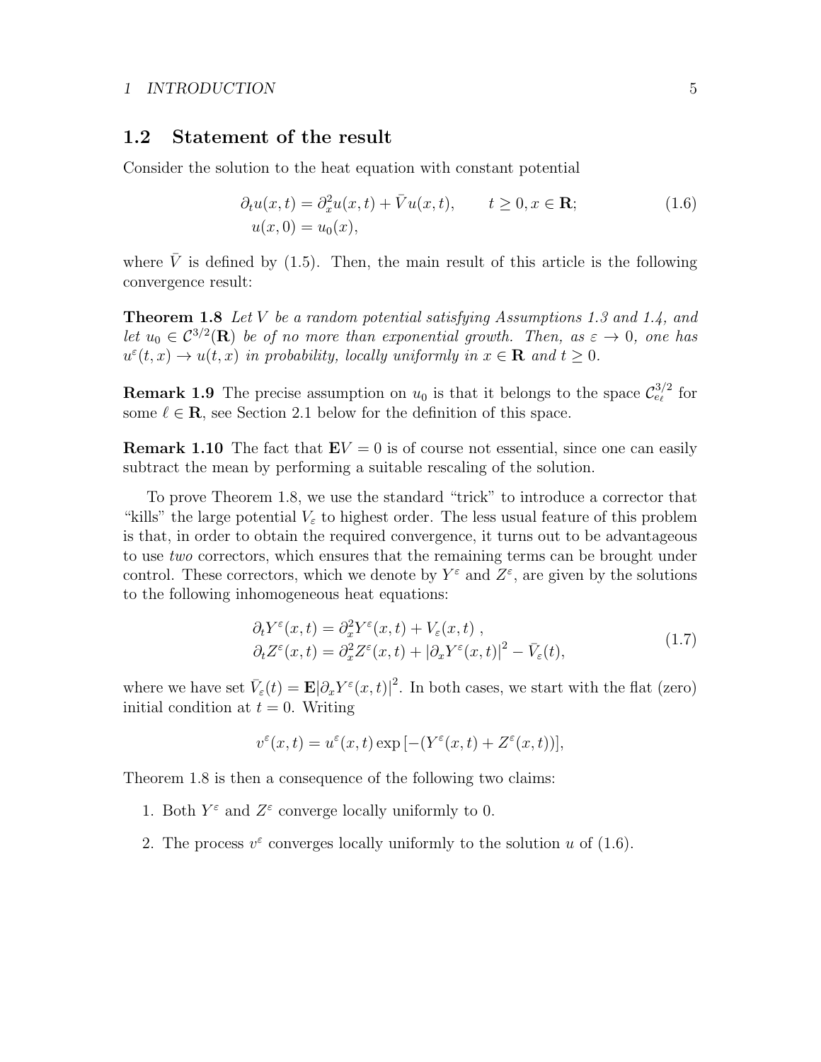## 1.2 Statement of the result

Consider the solution to the heat equation with constant potential

$$
\begin{aligned}
\partial_t u(x,t) &= \partial_x^2 u(x,t) + \bar{V} u(x,t), \qquad t \geq 0, x \in \mathbf{R}; \\
u(x,0) &= u_0(x),
\end{aligned}
\tag{1.6}
$$

where $\bar{V}$ is defined by (1.5). Then, the main result of this article is the following convergence result:

**Theorem 1.8** *Let $V$ be a random potential satisfying Assumptions 1.3 and 1.4, and let $u_0 \in \mathcal{C}^{3/2}(\mathbf{R})$ be of no more than exponential growth. Then, as $\varepsilon \to 0$, one has $u^\varepsilon(t,x) \to u(t,x)$ in probability, locally uniformly in $x \in \mathbf{R}$ and $t \geq 0$.*

**Remark 1.9** The precise assumption on $u_0$ is that it belongs to the space $\mathcal{C}^{3/2}_{e_\ell}$ for some $\ell \in \mathbf{R}$, see Section 2.1 below for the definition of this space.

**Remark 1.10** The fact that $\mathbf{E}V = 0$ is of course not essential, since one can easily subtract the mean by performing a suitable rescaling of the solution.

To prove Theorem 1.8, we use the standard "trick" to introduce a corrector that "kills" the large potential $V_\varepsilon$ to highest order. The less usual feature of this problem is that, in order to obtain the required convergence, it turns out to be advantageous to use *two* correctors, which ensures that the remaining terms can be brought under control. These correctors, which we denote by $Y^\varepsilon$ and $Z^\varepsilon$, are given by the solutions to the following inhomogeneous heat equations:

$$
\begin{aligned}
\partial_t Y^\varepsilon(x,t) &= \partial_x^2 Y^\varepsilon(x,t) + V_\varepsilon(x,t) \,, \\
\partial_t Z^\varepsilon(x,t) &= \partial_x^2 Z^\varepsilon(x,t) + |\partial_x Y^\varepsilon(x,t)|^2 - \bar{V}_\varepsilon(t),
\end{aligned}
\tag{1.7}
$$

where we have set $\bar{V}_\varepsilon(t) = \mathbf{E}|\partial_x Y^\varepsilon(x,t)|^2$. In both cases, we start with the flat (zero) initial condition at $t = 0$. Writing

$$
v^\varepsilon(x,t) = u^\varepsilon(x,t) \exp\left[-(Y^\varepsilon(x,t) + Z^\varepsilon(x,t))\right],
$$

Theorem 1.8 is then a consequence of the following two claims:

1. Both $Y^\varepsilon$ and $Z^\varepsilon$ converge locally uniformly to 0.
2. The process $v^\varepsilon$ converges locally uniformly to the solution $u$ of (1.6).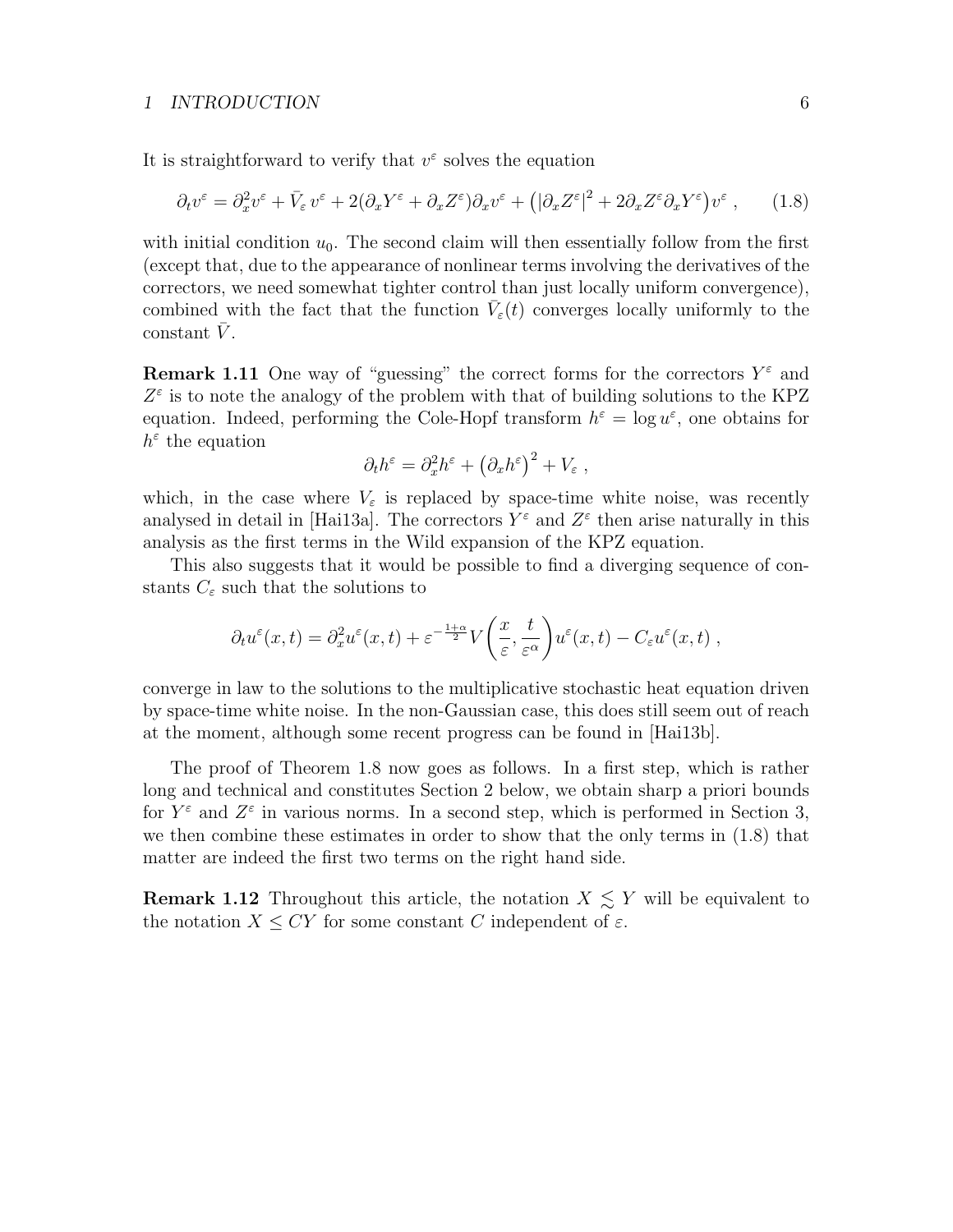It is straightforward to verify that $v^\varepsilon$ solves the equation

$$\partial_t v^\varepsilon = \partial_x^2 v^\varepsilon + \bar{V}_\varepsilon\, v^\varepsilon + 2(\partial_x Y^\varepsilon + \partial_x Z^\varepsilon)\partial_x v^\varepsilon + \big(|\partial_x Z^\varepsilon|^2 + 2\partial_x Z^\varepsilon \partial_x Y^\varepsilon\big) v^\varepsilon \;, \tag{1.8}$$

with initial condition $u_0$. The second claim will then essentially follow from the first (except that, due to the appearance of nonlinear terms involving the derivatives of the correctors, we need somewhat tighter control than just locally uniform convergence), combined with the fact that the function $\bar{V}_\varepsilon(t)$ converges locally uniformly to the constant $\bar{V}$.

**Remark 1.11** One way of "guessing" the correct forms for the correctors $Y^\varepsilon$ and $Z^\varepsilon$ is to note the analogy of the problem with that of building solutions to the KPZ equation. Indeed, performing the Cole-Hopf transform $h^\varepsilon = \log u^\varepsilon$, one obtains for $h^\varepsilon$ the equation

$$\partial_t h^\varepsilon = \partial_x^2 h^\varepsilon + \big(\partial_x h^\varepsilon\big)^2 + V_\varepsilon \;,$$

which, in the case where $V_\varepsilon$ is replaced by space-time white noise, was recently analysed in detail in [Hai13a]. The correctors $Y^\varepsilon$ and $Z^\varepsilon$ then arise naturally in this analysis as the first terms in the Wild expansion of the KPZ equation.

This also suggests that it would be possible to find a diverging sequence of constants $C_\varepsilon$ such that the solutions to

$$\partial_t u^\varepsilon(x,t) = \partial_x^2 u^\varepsilon(x,t) + \varepsilon^{-\frac{1+\alpha}{2}} V\Big(\frac{x}{\varepsilon}, \frac{t}{\varepsilon^\alpha}\Big) u^\varepsilon(x,t) - C_\varepsilon u^\varepsilon(x,t) \;,$$

converge in law to the solutions to the multiplicative stochastic heat equation driven by space-time white noise. In the non-Gaussian case, this does still seem out of reach at the moment, although some recent progress can be found in [Hai13b].

The proof of Theorem 1.8 now goes as follows. In a first step, which is rather long and technical and constitutes Section 2 below, we obtain sharp a priori bounds for $Y^\varepsilon$ and $Z^\varepsilon$ in various norms. In a second step, which is performed in Section 3, we then combine these estimates in order to show that the only terms in (1.8) that matter are indeed the first two terms on the right hand side.

**Remark 1.12** Throughout this article, the notation $X \lesssim Y$ will be equivalent to the notation $X \leq CY$ for some constant $C$ independent of $\varepsilon$.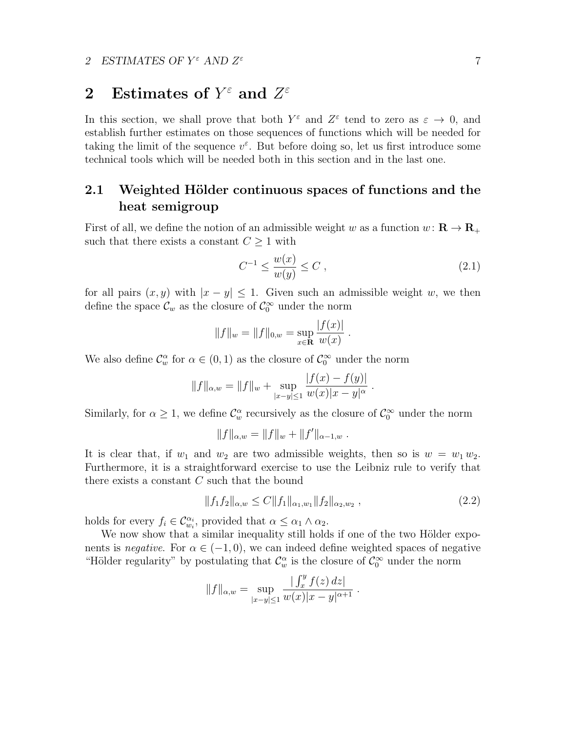# 2 Estimates of $Y^\varepsilon$ and $Z^\varepsilon$

In this section, we shall prove that both $Y^\varepsilon$ and $Z^\varepsilon$ tend to zero as $\varepsilon \to 0$, and establish further estimates on those sequences of functions which will be needed for taking the limit of the sequence $v^\varepsilon$. But before doing so, let us first introduce some technical tools which will be needed both in this section and in the last one.

## 2.1 Weighted Hölder continuous spaces of functions and the heat semigroup

First of all, we define the notion of an admissible weight $w$ as a function $w\colon \mathbf{R} \to \mathbf{R}_+$ such that there exists a constant $C \geq 1$ with

$$C^{-1} \leq \frac{w(x)}{w(y)} \leq C \;, \tag{2.1}$$

for all pairs $(x, y)$ with $|x - y| \leq 1$. Given such an admissible weight $w$, we then define the space $\mathcal{C}_w$ as the closure of $\mathcal{C}_0^\infty$ under the norm

$$\|f\|_w = \|f\|_{0,w} = \sup_{x \in \mathbf{R}} \frac{|f(x)|}{w(x)} \;.$$

We also define $\mathcal{C}_w^\alpha$ for $\alpha \in (0, 1)$ as the closure of $\mathcal{C}_0^\infty$ under the norm

$$\|f\|_{\alpha,w} = \|f\|_w + \sup_{|x-y| \leq 1} \frac{|f(x) - f(y)|}{w(x)|x - y|^\alpha} \;.$$

Similarly, for $\alpha \geq 1$, we define $\mathcal{C}_w^\alpha$ recursively as the closure of $\mathcal{C}_0^\infty$ under the norm

$$\|f\|_{\alpha,w} = \|f\|_w + \|f'\|_{\alpha-1,w} \;.$$

It is clear that, if $w_1$ and $w_2$ are two admissible weights, then so is $w = w_1 w_2$. Furthermore, it is a straightforward exercise to use the Leibniz rule to verify that there exists a constant $C$ such that the bound

$$\|f_1 f_2\|_{\alpha,w} \leq C \|f_1\|_{\alpha_1,w_1} \|f_2\|_{\alpha_2,w_2} \;, \tag{2.2}$$

holds for every $f_i \in \mathcal{C}_{w_i}^{\alpha_i}$, provided that $\alpha \leq \alpha_1 \wedge \alpha_2$.

We now show that a similar inequality still holds if one of the two Hölder exponents is *negative*. For $\alpha \in (-1, 0)$, we can indeed define weighted spaces of negative "Hölder regularity" by postulating that $\mathcal{C}_w^\alpha$ is the closure of $\mathcal{C}_0^\infty$ under the norm

$$\|f\|_{\alpha,w} = \sup_{|x-y| \leq 1} \frac{|\int_x^y f(z)\, dz|}{w(x)|x - y|^{\alpha+1}} \;.$$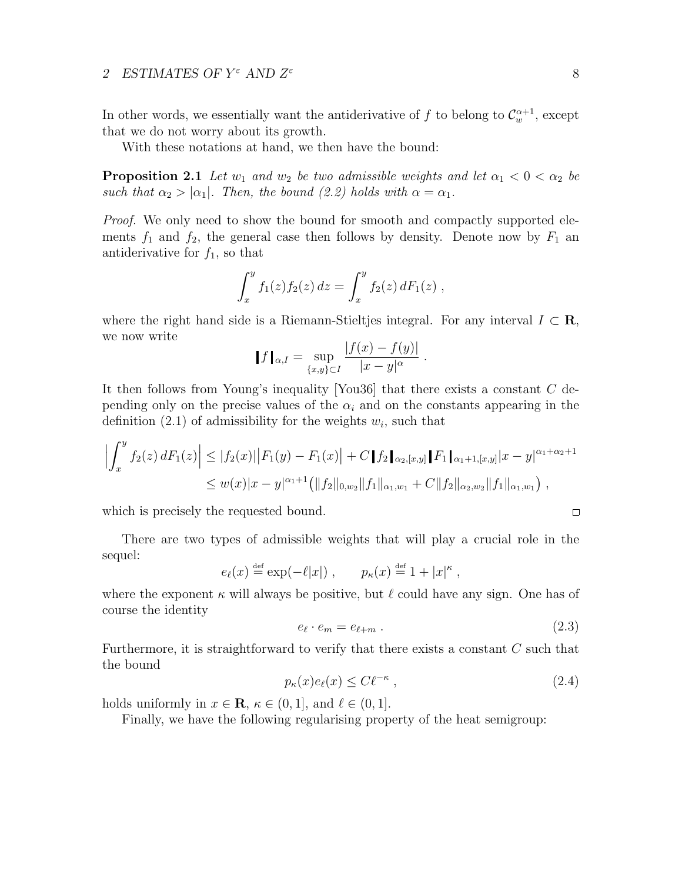In other words, we essentially want the antiderivative of $f$ to belong to $\mathcal{C}_w^{\alpha+1}$, except that we do not worry about its growth.

With these notations at hand, we then have the bound:

**Proposition 2.1** *Let $w_1$ and $w_2$ be two admissible weights and let $\alpha_1 < 0 < \alpha_2$ be such that $\alpha_2 > |\alpha_1|$. Then, the bound (2.2) holds with $\alpha = \alpha_1$.*

*Proof.* We only need to show the bound for smooth and compactly supported elements $f_1$ and $f_2$, the general case then follows by density. Denote now by $F_1$ an antiderivative for $f_1$, so that

$$\int_x^y f_1(z) f_2(z)\, dz = \int_x^y f_2(z)\, dF_1(z) \;,$$

where the right hand side is a Riemann-Stieltjes integral. For any interval $I \subset \mathbf{R}$, we now write

$$\lVert f \rVert_{\alpha,I} = \sup_{\{x,y\}\subset I} \frac{|f(x) - f(y)|}{|x-y|^\alpha} \;.$$

It then follows from Young's inequality [You36] that there exists a constant $C$ depending only on the precise values of the $\alpha_i$ and on the constants appearing in the definition (2.1) of admissibility for the weights $w_i$, such that

$$\begin{aligned}\Big|\int_x^y f_2(z)\, dF_1(z)\Big| &\le |f_2(x)|\big|F_1(y) - F_1(x)\big| + C \lVert f_2 \rVert_{\alpha_2,[x,y]} \lVert F_1 \rVert_{\alpha_1+1,[x,y]} |x-y|^{\alpha_1+\alpha_2+1} \\ &\le w(x)|x-y|^{\alpha_1+1}\big(\|f_2\|_{0,w_2}\|f_1\|_{\alpha_1,w_1} + C\|f_2\|_{\alpha_2,w_2}\|f_1\|_{\alpha_1,w_1}\big) \;,\end{aligned}$$

which is precisely the requested bound. $\square$

There are two types of admissible weights that will play a crucial role in the sequel:

$$e_\ell(x) \stackrel{\text{def}}{=} \exp(-\ell|x|) \;, \qquad p_\kappa(x) \stackrel{\text{def}}{=} 1 + |x|^\kappa \;,$$

where the exponent $\kappa$ will always be positive, but $\ell$ could have any sign. One has of course the identity

$$e_\ell \cdot e_m = e_{\ell+m} \;. \tag{2.3}$$

Furthermore, it is straightforward to verify that there exists a constant $C$ such that the bound

$$p_\kappa(x) e_\ell(x) \le C\ell^{-\kappa} \;, \tag{2.4}$$

holds uniformly in $x \in \mathbf{R}$, $\kappa \in (0,1]$, and $\ell \in (0,1]$.

Finally, we have the following regularising property of the heat semigroup: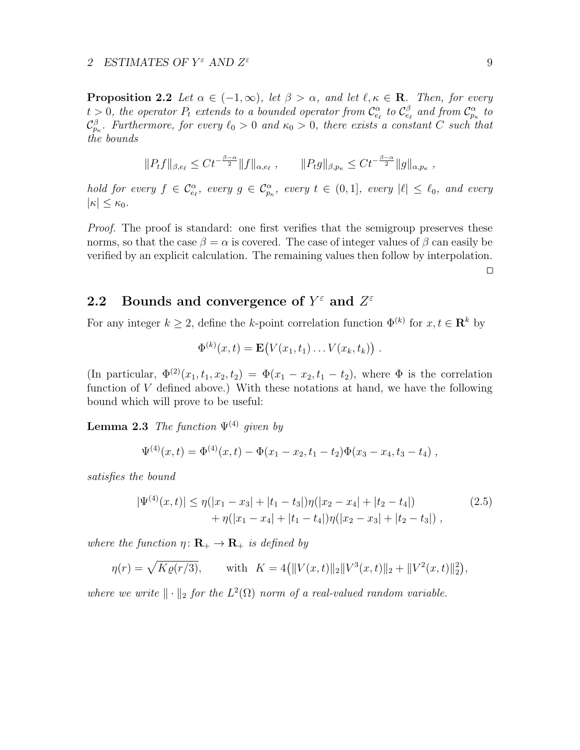**Proposition 2.2** *Let $\alpha \in (-1,\infty)$, let $\beta > \alpha$, and let $\ell, \kappa \in \mathbf{R}$. Then, for every $t > 0$, the operator $P_t$ extends to a bounded operator from $\mathcal{C}^\alpha_{e_\ell}$ to $\mathcal{C}^\beta_{e_\ell}$ and from $\mathcal{C}^\alpha_{p_\kappa}$ to $\mathcal{C}^\beta_{p_\kappa}$. Furthermore, for every $\ell_0 > 0$ and $\kappa_0 > 0$, there exists a constant $C$ such that the bounds*

$$\|P_t f\|_{\beta,e_\ell} \le C t^{-\frac{\beta-\alpha}{2}} \|f\|_{\alpha,e_\ell}\;, \qquad \|P_t g\|_{\beta,p_\kappa} \le C t^{-\frac{\beta-\alpha}{2}} \|g\|_{\alpha,p_\kappa}\;,$$

*hold for every $f \in \mathcal{C}^\alpha_{e_\ell}$, every $g \in \mathcal{C}^\alpha_{p_\kappa}$, every $t \in (0,1]$, every $|\ell| \le \ell_0$, and every $|\kappa| \le \kappa_0$.*

*Proof.* The proof is standard: one first verifies that the semigroup preserves these norms, so that the case $\beta = \alpha$ is covered. The case of integer values of $\beta$ can easily be verified by an explicit calculation. The remaining values then follow by interpolation. □

## 2.2 Bounds and convergence of $Y^\varepsilon$ and $Z^\varepsilon$

For any integer $k \ge 2$, define the $k$-point correlation function $\Phi^{(k)}$ for $x, t \in \mathbf{R}^k$ by

$$\Phi^{(k)}(x,t) = \mathbf{E}\big(V(x_1,t_1)\dots V(x_k,t_k)\big)\;.$$

(In particular, $\Phi^{(2)}(x_1,t_1,x_2,t_2) = \Phi(x_1 - x_2, t_1 - t_2)$, where $\Phi$ is the correlation function of $V$ defined above.) With these notations at hand, we have the following bound which will prove to be useful:

**Lemma 2.3** *The function $\Psi^{(4)}$ given by*

$$\Psi^{(4)}(x,t) = \Phi^{(4)}(x,t) - \Phi(x_1 - x_2, t_1 - t_2)\Phi(x_3 - x_4, t_3 - t_4)\;,$$

*satisfies the bound*

$$\begin{aligned}|\Psi^{(4)}(x,t)| \le{}& \eta(|x_1 - x_3| + |t_1 - t_3|)\eta(|x_2 - x_4| + |t_2 - t_4|) \\ &+ \eta(|x_1 - x_4| + |t_1 - t_4|)\eta(|x_2 - x_3| + |t_2 - t_3|)\;,\end{aligned} \tag{2.5}$$

*where the function $\eta\colon \mathbf{R}_+ \to \mathbf{R}_+$ is defined by*

$$\eta(r) = \sqrt{K\varrho(r/3)}, \qquad \text{with}\;\; K = 4\big(\|V(x,t)\|_2 \|V^3(x,t)\|_2 + \|V^2(x,t)\|_2^2\big),$$

*where we write $\|\cdot\|_2$ for the $L^2(\Omega)$ norm of a real-valued random variable.*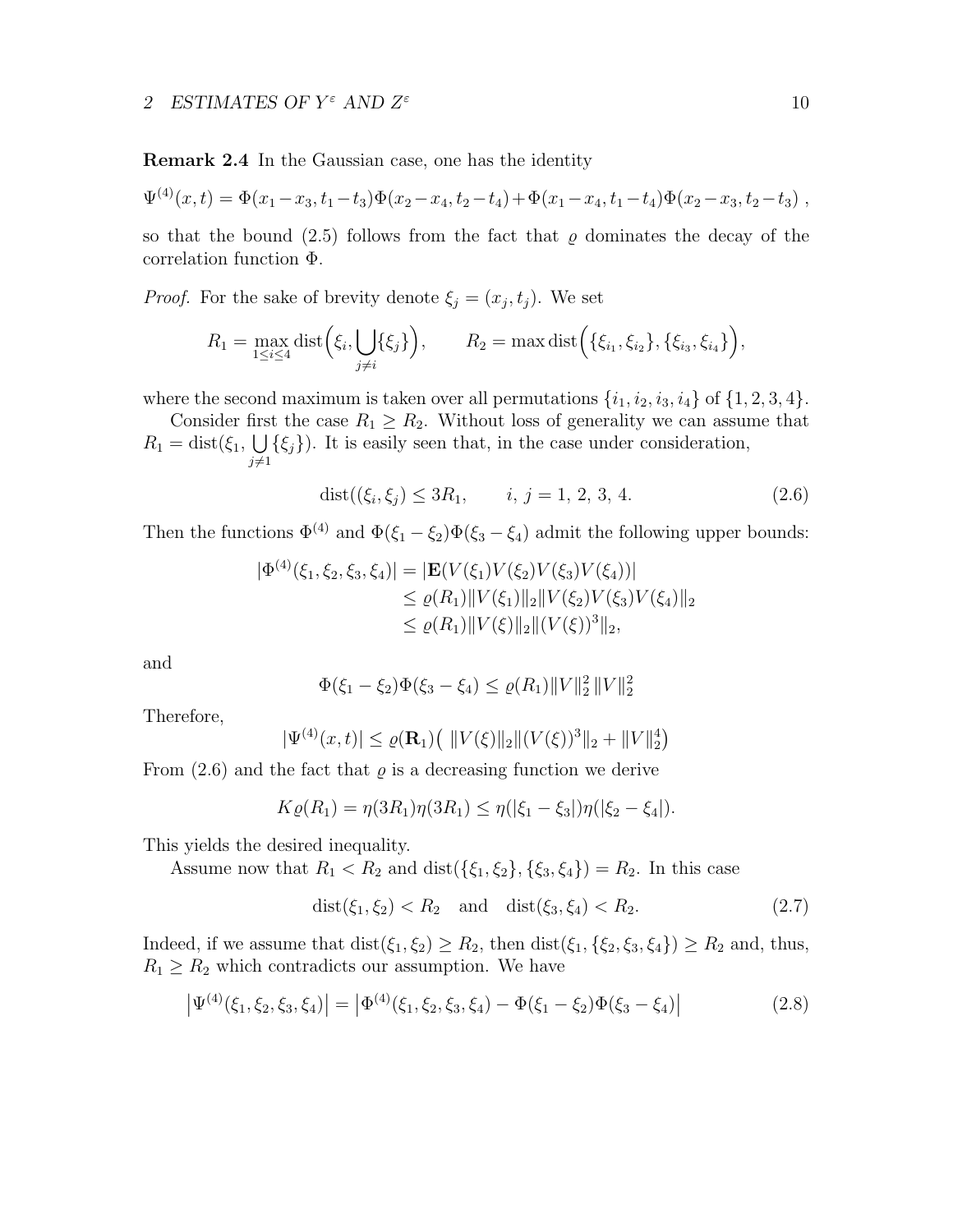**Remark 2.4** In the Gaussian case, one has the identity

$$\Psi^{(4)}(x,t) = \Phi(x_1-x_3,t_1-t_3)\Phi(x_2-x_4,t_2-t_4)+\Phi(x_1-x_4,t_1-t_4)\Phi(x_2-x_3,t_2-t_3)\;,$$

so that the bound (2.5) follows from the fact that $\varrho$ dominates the decay of the correlation function $\Phi$.

*Proof.* For the sake of brevity denote $\xi_j = (x_j, t_j)$. We set

$$R_1 = \max_{1\le i\le 4} \operatorname{dist}\Big(\xi_i, \bigcup_{j\neq i}\{\xi_j\}\Big), \qquad R_2 = \max \operatorname{dist}\Big(\{\xi_{i_1},\xi_{i_2}\},\{\xi_{i_3},\xi_{i_4}\}\Big),$$

where the second maximum is taken over all permutations $\{i_1,i_2,3,4\}$ of $\{1,2,3,4\}$.

Consider first the case $R_1 \ge R_2$. Without loss of generality we can assume that $R_1 = \operatorname{dist}(\xi_1, \bigcup_{j\neq 1}\{\xi_j\})$. It is easily seen that, in the case under consideration,

$$\operatorname{dist}((\xi_i,\xi_j) \le 3R_1, \qquad i,\, j = 1,\, 2,\, 3,\, 4. \tag{2.6}$$

Then the functions $\Phi^{(4)}$ and $\Phi(\xi_1-\xi_2)\Phi(\xi_3-\xi_4)$ admit the following upper bounds:

$$\begin{aligned}
|\Phi^{(4)}(\xi_1,\xi_2,\xi_3,\xi_4)| &= |\mathbf{E}(V(\xi_1)V(\xi_2)V(\xi_3)V(\xi_4))| \\
&\le \varrho(R_1)\|V(\xi_1)\|_2\|V(\xi_2)V(\xi_3)V(\xi_4)\|_2 \\
&\le \varrho(R_1)\|V(\xi)\|_2\|(V(\xi))^3\|_2,
\end{aligned}$$

and

$$\Phi(\xi_1-\xi_2)\Phi(\xi_3-\xi_4) \le \varrho(R_1)\|V\|_2^2\,\|V\|_2^2$$

Therefore,

$$|\Psi^{(4)}(x,t)| \le \varrho(\mathbf{R}_1)\big(\;\|V(\xi)\|_2\|(V(\xi))^3\|_2 + \|V\|_2^4\big)$$

From (2.6) and the fact that $\varrho$ is a decreasing function we derive

$$K\varrho(R_1) = \eta(3R_1)\eta(3R_1) \le \eta(|\xi_1-\xi_3|)\eta(|\xi_2-\xi_4|).$$

This yields the desired inequality.

Assume now that $R_1 < R_2$ and $\operatorname{dist}(\{\xi_1,\xi_2\},\{\xi_3,\xi_4\}) = R_2$. In this case

$$\operatorname{dist}(\xi_1,\xi_2) < R_2 \quad\text{and}\quad \operatorname{dist}(\xi_3,\xi_4) < R_2. \tag{2.7}$$

Indeed, if we assume that $\operatorname{dist}(\xi_1,\xi_2) \ge R_2$, then $\operatorname{dist}(\xi_1,\{\xi_2,\xi_3,\xi_4\}) \ge R_2$ and, thus, $R_1 \ge R_2$ which contradicts our assumption. We have

$$\big|\Psi^{(4)}(\xi_1,\xi_2,\xi_3,\xi_4)\big| = \big|\Phi^{(4)}(\xi_1,\xi_2,\xi_3,\xi_4) - \Phi(\xi_1-\xi_2)\Phi(\xi_3-\xi_4)\big| \tag{2.8}$$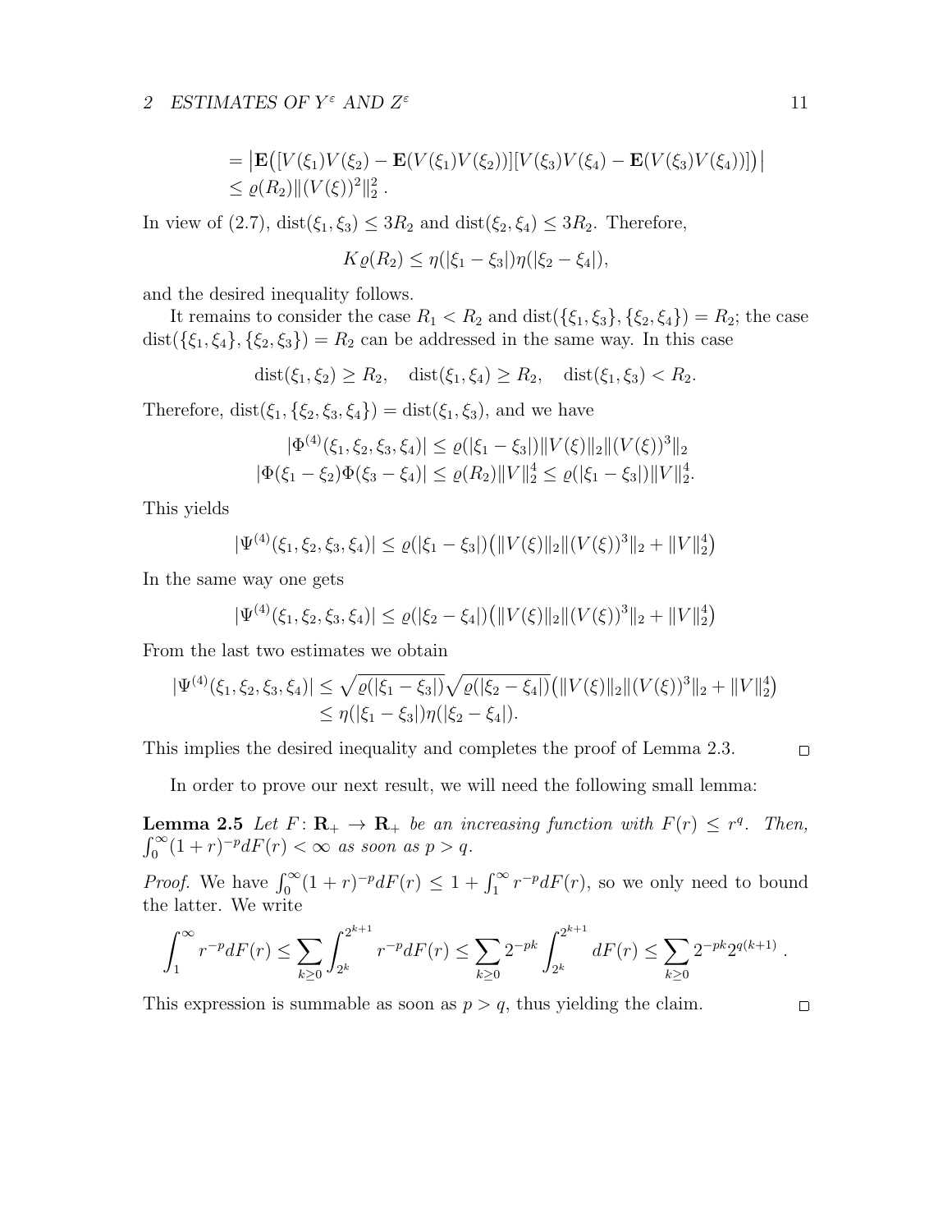$$
\begin{aligned}
&= \big|\mathbf{E}\big([V(\xi_1)V(\xi_2) - \mathbf{E}(V(\xi_1)V(\xi_2))][V(\xi_3)V(\xi_4) - \mathbf{E}(V(\xi_3)V(\xi_4))]\big)\big| \\
&\le \varrho(R_2)\|(V(\xi))^2\|_2^2 \,.
\end{aligned}
$$

In view of (2.7), $\mathrm{dist}(\xi_1, \xi_3) \le 3R_2$ and $\mathrm{dist}(\xi_2, \xi_4) \le 3R_2$. Therefore,

$$
K\varrho(R_2) \le \eta(|\xi_1 - \xi_3|)\eta(|\xi_2 - \xi_4|),
$$

and the desired inequality follows.

It remains to consider the case $R_1 < R_2$ and $\mathrm{dist}(\{\xi_1, \xi_3\}, \{\xi_2, \xi_4\}) = R_2$; the case $\mathrm{dist}(\{\xi_1, \xi_4\}, \{\xi_2, \xi_3\}) = R_2$ can be addressed in the same way. In this case

$$
\mathrm{dist}(\xi_1, \xi_2) \ge R_2, \quad \mathrm{dist}(\xi_1, \xi_4) \ge R_2, \quad \mathrm{dist}(\xi_1, \xi_3) < R_2.
$$

Therefore, $\mathrm{dist}(\xi_1, \{\xi_2, \xi_3, \xi_4\}) = \mathrm{dist}(\xi_1, \xi_3)$, and we have

$$
\begin{aligned}
|\Phi^{(4)}(\xi_1, \xi_2, \xi_3, \xi_4)| &\le \varrho(|\xi_1 - \xi_3|)\|V(\xi)\|_2\|(V(\xi))^3\|_2 \\
|\Phi(\xi_1 - \xi_2)\Phi(\xi_3 - \xi_4)| &\le \varrho(R_2)\|V\|_2^4 \le \varrho(|\xi_1 - \xi_3|)\|V\|_2^4.
\end{aligned}
$$

This yields

$$
|\Psi^{(4)}(\xi_1, \xi_2, \xi_3, \xi_4)| \le \varrho(|\xi_1 - \xi_3|)\big(\|V(\xi)\|_2\|(V(\xi))^3\|_2 + \|V\|_2^4\big)
$$

In the same way one gets

$$
|\Psi^{(4)}(\xi_1, \xi_2, \xi_3, \xi_4)| \le \varrho(|\xi_2 - \xi_4|)\big(\|V(\xi)\|_2\|(V(\xi))^3\|_2 + \|V\|_2^4\big)
$$

From the last two estimates we obtain

$$
\begin{aligned}
|\Psi^{(4)}(\xi_1, \xi_2, \xi_3, \xi_4)| &\le \sqrt{\varrho(|\xi_1 - \xi_3|)}\sqrt{\varrho(|\xi_2 - \xi_4|)}\big(\|V(\xi)\|_2\|(V(\xi))^3\|_2 + \|V\|_2^4\big) \\
&\le \eta(|\xi_1 - \xi_3|)\eta(|\xi_2 - \xi_4|).
\end{aligned}
$$

This implies the desired inequality and completes the proof of Lemma 2.3. □

In order to prove our next result, we will need the following small lemma:

**Lemma 2.5** *Let $F\colon \mathbf{R}_+ \to \mathbf{R}_+$ be an increasing function with $F(r) \le r^q$. Then, $\int_0^\infty (1+r)^{-p} dF(r) < \infty$ as soon as $p > q$.*

*Proof.* We have $\int_0^\infty (1+r)^{-p} dF(r) \le 1 + \int_1^\infty r^{-p} dF(r)$, so we only need to bound the latter. We write

$$
\int_1^\infty r^{-p} dF(r) \le \sum_{k\ge 0} \int_{2^k}^{2^{k+1}} r^{-p} dF(r) \le \sum_{k\ge 0} 2^{-pk} \int_{2^k}^{2^{k+1}} dF(r) \le \sum_{k\ge 0} 2^{-pk} 2^{q(k+1)} \,.
$$

This expression is summable as soon as $p > q$, thus yielding the claim. □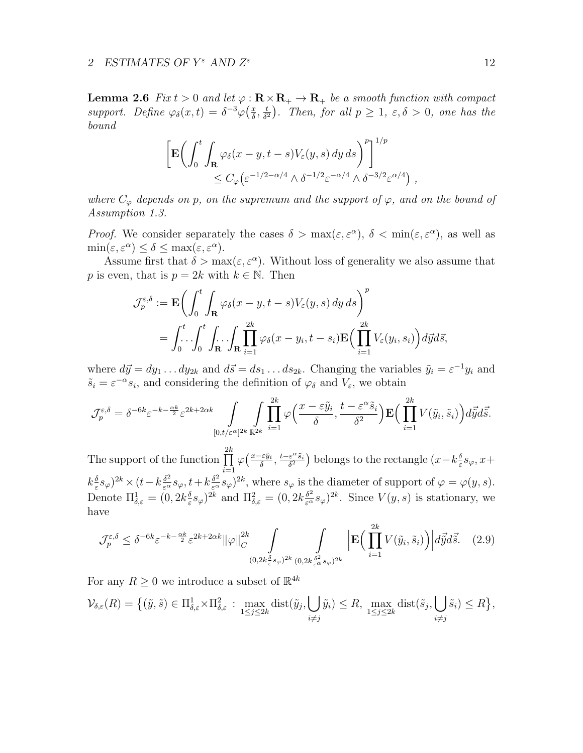**Lemma 2.6** *Fix $t > 0$ and let $\varphi : \mathbf{R} \times \mathbf{R}_+ \to \mathbf{R}_+$ be a smooth function with compact support. Define $\varphi_\delta(x,t) = \delta^{-3}\varphi\big(\frac{x}{\delta}, \frac{t}{\delta^2}\big)$. Then, for all $p \geq 1$, $\varepsilon, \delta > 0$, one has the bound*

$$
\bigg[\mathbf{E}\bigg(\int_0^t \int_{\mathbf{R}} \varphi_\delta(x-y,t-s)V_\varepsilon(y,s)\,dy\,ds\bigg)^p\bigg]^{1/p} \leq C_\varphi\big(\varepsilon^{-1/2-\alpha/4} \wedge \delta^{-1/2}\varepsilon^{-\alpha/4} \wedge \delta^{-3/2}\varepsilon^{\alpha/4}\big)\;,
$$

*where $C_\varphi$ depends on $p$, on the supremum and the support of $\varphi$, and on the bound of Assumption 1.3.*

*Proof.* We consider separately the cases $\delta > \max(\varepsilon, \varepsilon^\alpha)$, $\delta < \min(\varepsilon, \varepsilon^\alpha)$, as well as $\min(\varepsilon, \varepsilon^\alpha) \leq \delta \leq \max(\varepsilon, \varepsilon^\alpha)$.

Assume first that $\delta > \max(\varepsilon, \varepsilon^\alpha)$. Without loss of generality we also assume that $p$ is even, that is $p = 2k$ with $k \in \mathbb{N}$. Then

$$
\begin{aligned}
\mathcal{J}_p^{\varepsilon,\delta} &:= \mathbf{E}\bigg(\int_0^t \int_{\mathbf{R}} \varphi_\delta(x-y,t-s)V_\varepsilon(y,s)\,dy\,ds\bigg)^p \\
&= \int_0^t \!\!\ldots\! \int_0^t \int_{\mathbf{R}} \!\!\ldots\! \int_{\mathbf{R}} \prod_{i=1}^{2k} \varphi_\delta(x-y_i,t-s_i)\mathbf{E}\Big(\prod_{i=1}^{2k} V_\varepsilon(y_i,s_i)\Big)d\vec{y}d\vec{s},
\end{aligned}
$$

where $d\vec{y} = dy_1 \ldots dy_{2k}$ and $d\vec{s} = ds_1 \ldots ds_{2k}$. Changing the variables $\tilde{y}_i = \varepsilon^{-1}y_i$ and $\tilde{s}_i = \varepsilon^{-\alpha}s_i$, and considering the definition of $\varphi_\delta$ and $V_\varepsilon$, we obtain

$$
\mathcal{J}_p^{\varepsilon,\delta} = \delta^{-6k}\varepsilon^{-k-\frac{\alpha k}{2}}\varepsilon^{2k+2\alpha k} \int\limits_{[0,t/\varepsilon^\alpha]^{2k}} \int\limits_{\mathbb{R}^{2k}} \prod_{i=1}^{2k} \varphi\Big(\frac{x-\varepsilon\tilde{y}_i}{\delta}, \frac{t-\varepsilon^\alpha\tilde{s}_i}{\delta^2}\Big)\mathbf{E}\Big(\prod_{i=1}^{2k} V(\tilde{y}_i,\tilde{s}_i)\Big)d\vec{\tilde{y}}d\vec{\tilde{s}}.
$$

The support of the function $\prod\limits_{i=1}^{2k} \varphi\big(\frac{x-\varepsilon\tilde{y}_i}{\delta}, \frac{t-\varepsilon^\alpha\tilde{s}_i}{\delta^2}\big)$ belongs to the rectangle $(x-k\frac{\delta}{\varepsilon}s_\varphi, x+k\frac{\delta}{\varepsilon}s_\varphi)^{2k} \times (t-k\frac{\delta^2}{\varepsilon^\alpha}s_\varphi, t+k\frac{\delta^2}{\varepsilon^\alpha}s_\varphi)^{2k}$, where $s_\varphi$ is the diameter of support of $\varphi = \varphi(y,s)$. Denote $\Pi^1_{\delta,\varepsilon} = (0, 2k\frac{\delta}{\varepsilon}s_\varphi)^{2k}$ and $\Pi^2_{\delta,\varepsilon} = (0, 2k\frac{\delta^2}{\varepsilon^\alpha}s_\varphi)^{2k}$. Since $V(y,s)$ is stationary, we have

$$
\mathcal{J}_p^{\varepsilon,\delta} \leq \delta^{-6k}\varepsilon^{-k-\frac{\alpha k}{2}}\varepsilon^{2k+2\alpha k}\|\varphi\|_C^{2k} \int\limits_{(0,2k\frac{\delta}{\varepsilon}s_\varphi)^{2k}} \int\limits_{(0,2k\frac{\delta^2}{\varepsilon^\alpha}s_\varphi)^{2k}} \Big|\mathbf{E}\Big(\prod_{i=1}^{2k} V(\tilde{y}_i,\tilde{s}_i)\Big)\Big|d\vec{\tilde{y}}d\vec{\tilde{s}}. \quad (2.9)
$$

For any $R \geq 0$ we introduce a subset of $\mathbb{R}^{4k}$

$$
\mathcal{V}_{\delta,\varepsilon}(R) = \big\{(\tilde{y},\tilde{s}) \in \Pi^1_{\delta,\varepsilon} \times \Pi^2_{\delta,\varepsilon} \;:\; \max_{1\leq j\leq 2k} \operatorname{dist}(\tilde{y}_j, \bigcup_{i\neq j} \tilde{y}_i) \leq R,\; \max_{1\leq j\leq 2k} \operatorname{dist}(\tilde{s}_j, \bigcup_{i\neq j} \tilde{s}_i) \leq R\big\},
$$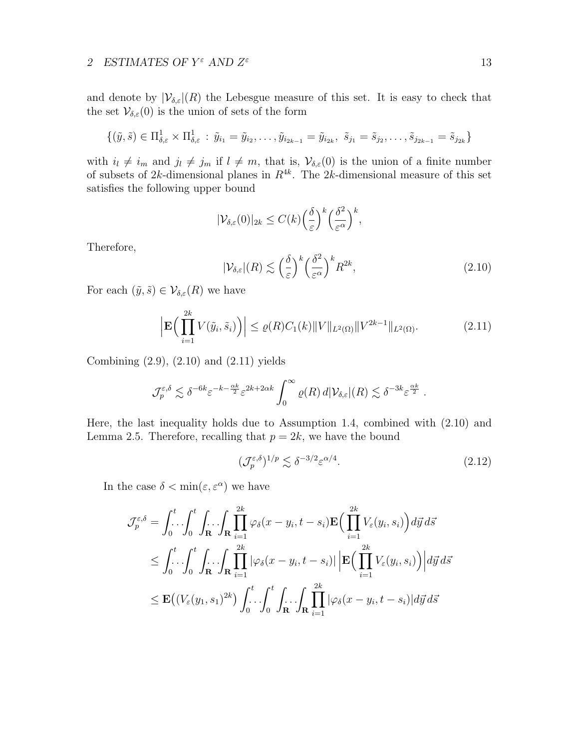and denote by $|\mathcal{V}_{\delta,\varepsilon}|(R)$ the Lebesgue measure of this set. It is easy to check that the set $\mathcal{V}_{\delta,\varepsilon}(0)$ is the union of sets of the form

$$
\{(\tilde{y},\tilde{s}) \in \Pi^1_{\delta,\varepsilon} \times \Pi^1_{\delta,\varepsilon} \,:\, \tilde{y}_{i_1} = \tilde{y}_{i_2}, \dots, \tilde{y}_{i_{2k-1}} = \tilde{y}_{i_{2k}},\ \tilde{s}_{j_1} = \tilde{s}_{j_2}, \dots, \tilde{s}_{j_{2k-1}} = \tilde{s}_{j_{2k}}\}
$$

with $i_l \neq i_m$ and $j_l \neq j_m$ if $l \neq m$, that is, $\mathcal{V}_{\delta,\varepsilon}(0)$ is the union of a finite number of subsets of $2k$-dimensional planes in $R^{4k}$. The $2k$-dimensional measure of this set satisfies the following upper bound

$$
|\mathcal{V}_{\delta,\varepsilon}(0)|_{2k} \leq C(k)\Big(\frac{\delta}{\varepsilon}\Big)^k \Big(\frac{\delta^2}{\varepsilon^\alpha}\Big)^k,
$$

Therefore,

$$
|\mathcal{V}_{\delta,\varepsilon}|(R) \lesssim \Big(\frac{\delta}{\varepsilon}\Big)^k \Big(\frac{\delta^2}{\varepsilon^\alpha}\Big)^k R^{2k}, \tag{2.10}
$$

For each $(\tilde{y},\tilde{s}) \in \mathcal{V}_{\delta,\varepsilon}(R)$ we have

$$
\Big|\mathbf{E}\Big(\prod_{i=1}^{2k} V(\tilde{y}_i,\tilde{s}_i)\Big)\Big| \leq \varrho(R) C_1(k) \|V\|_{L^2(\Omega)} \|V^{2k-1}\|_{L^2(\Omega)}. \tag{2.11}
$$

Combining (2.9), (2.10) and (2.11) yields

$$
\mathcal{J}^{\varepsilon,\delta}_p \lesssim \delta^{-6k} \varepsilon^{-k-\frac{\alpha k}{2}} \varepsilon^{2k+2\alpha k} \int_0^\infty \varrho(R)\, d|\mathcal{V}_{\delta,\varepsilon}|(R) \lesssim \delta^{-3k} \varepsilon^{\frac{\alpha k}{2}}\ .
$$

Here, the last inequality holds due to Assumption 1.4, combined with (2.10) and Lemma 2.5. Therefore, recalling that $p = 2k$, we have the bound

$$
(\mathcal{J}^{\varepsilon,\delta}_p)^{1/p} \lesssim \delta^{-3/2} \varepsilon^{\alpha/4}. \tag{2.12}
$$

In the case $\delta < \min(\varepsilon, \varepsilon^\alpha)$ we have

$$
\begin{aligned}
\mathcal{J}^{\varepsilon,\delta}_p &= \int_0^t \!\!\dots\! \int_0^t \int_{\mathbf{R}} \!\!\dots\! \int_{\mathbf{R}} \prod_{i=1}^{2k} \varphi_\delta(x-y_i, t-s_i) \mathbf{E}\Big(\prod_{i=1}^{2k} V_\varepsilon(y_i,s_i)\Big) d\vec{y}\, d\vec{s} \\
&\leq \int_0^t \!\!\dots\! \int_0^t \int_{\mathbf{R}} \!\!\dots\! \int_{\mathbf{R}} \prod_{i=1}^{2k} |\varphi_\delta(x-y_i, t-s_i)| \Big|\mathbf{E}\Big(\prod_{i=1}^{2k} V_\varepsilon(y_i,s_i)\Big)\Big| d\vec{y}\, d\vec{s} \\
&\leq \mathbf{E}\big((V_\varepsilon(y_1,s_1)^{2k}\big) \int_0^t \!\!\dots\! \int_0^t \int_{\mathbf{R}} \!\!\dots\! \int_{\mathbf{R}} \prod_{i=1}^{2k} |\varphi_\delta(x-y_i, t-s_i)| d\vec{y}\, d\vec{s}
\end{aligned}
$$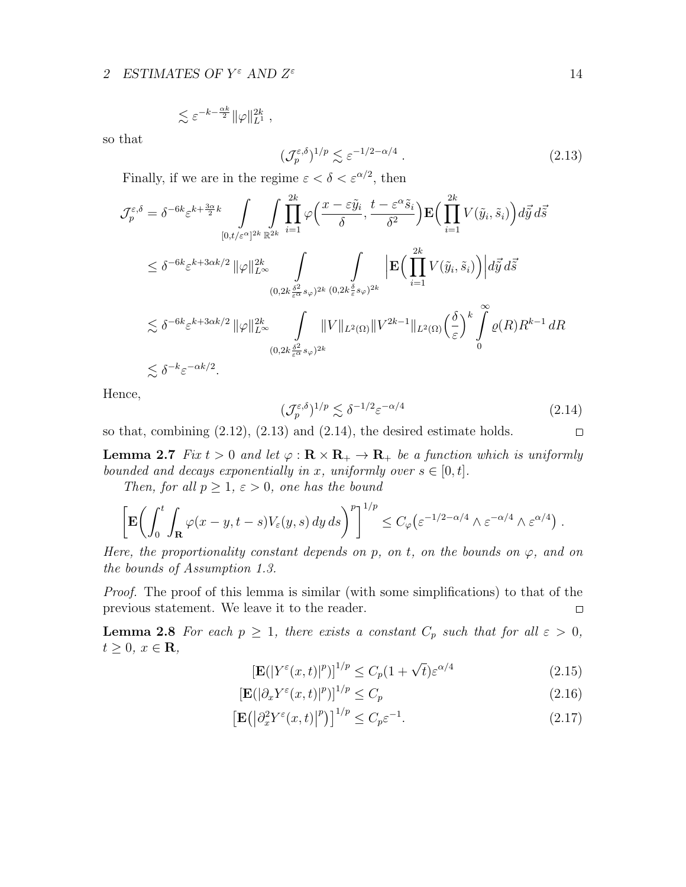$$\lesssim \varepsilon^{-k-\frac{\alpha k}{2}} \|\varphi\|_{L^1}^{2k} ,$$

so that

$$(\mathcal{J}_p^{\varepsilon,\delta})^{1/p} \lesssim \varepsilon^{-1/2-\alpha/4} . \tag{2.13}$$

Finally, if we are in the regime $\varepsilon < \delta < \varepsilon^{\alpha/2}$, then

$$\begin{aligned}
\mathcal{J}_p^{\varepsilon,\delta} &= \delta^{-6k}\varepsilon^{k+\frac{3\alpha}{2}k} \int\limits_{[0,t/\varepsilon^\alpha]^{2k}} \int\limits_{\mathbb{R}^{2k}} \prod_{i=1}^{2k} \varphi\Big(\frac{x-\varepsilon\tilde{y}_i}{\delta}, \frac{t-\varepsilon^\alpha \tilde{s}_i}{\delta^2}\Big) \mathbf{E}\Big(\prod_{i=1}^{2k} V(\tilde{y}_i,\tilde{s}_i)\Big) d\vec{\tilde{y}}\, d\vec{\tilde{s}} \\
&\le \delta^{-6k}\varepsilon^{k+3\alpha k/2} \|\varphi\|_{L^\infty}^{2k} \int\limits_{(0,2k\frac{\delta^2}{\varepsilon^\alpha}s_\varphi)^{2k}} \int\limits_{(0,2k\frac{\delta}{\varepsilon}s_\varphi)^{2k}} \Big|\mathbf{E}\Big(\prod_{i=1}^{2k} V(\tilde{y}_i,\tilde{s}_i)\Big)\Big| d\vec{\tilde{y}}\, d\vec{\tilde{s}} \\
&\lesssim \delta^{-6k}\varepsilon^{k+3\alpha k/2} \|\varphi\|_{L^\infty}^{2k} \int\limits_{(0,2k\frac{\delta^2}{\varepsilon^\alpha}s_\varphi)^{2k}} \|V\|_{L^2(\Omega)} \|V^{2k-1}\|_{L^2(\Omega)} \Big(\frac{\delta}{\varepsilon}\Big)^k \int_0^\infty \varrho(R) R^{k-1}\, dR \\
&\lesssim \delta^{-k}\varepsilon^{-\alpha k/2}.
\end{aligned}$$

Hence,

$$(\mathcal{J}_p^{\varepsilon,\delta})^{1/p} \lesssim \delta^{-1/2}\varepsilon^{-\alpha/4} \tag{2.14}$$

so that, combining (2.12), (2.13) and (2.14), the desired estimate holds. $\square$

**Lemma 2.7** *Fix $t > 0$ and let $\varphi : \mathbf{R} \times \mathbf{R}_+ \to \mathbf{R}_+$ be a function which is uniformly bounded and decays exponentially in $x$, uniformly over $s \in [0,t]$.*

*Then, for all $p \ge 1$, $\varepsilon > 0$, one has the bound*

$$\bigg[\mathbf{E}\bigg(\int_0^t \int_{\mathbf{R}} \varphi(x-y,t-s) V_\varepsilon(y,s)\, dy\, ds\bigg)^p\bigg]^{1/p} \le C_\varphi\big(\varepsilon^{-1/2-\alpha/4} \wedge \varepsilon^{-\alpha/4} \wedge \varepsilon^{\alpha/4}\big) .$$

*Here, the proportionality constant depends on $p$, on $t$, on the bounds on $\varphi$, and on the bounds of Assumption 1.3.*

*Proof.* The proof of this lemma is similar (with some simplifications) to that of the previous statement. We leave it to the reader. $\square$

**Lemma 2.8** *For each $p \ge 1$, there exists a constant $C_p$ such that for all $\varepsilon > 0$, $t \ge 0$, $x \in \mathbf{R}$,*

$$[\mathbf{E}(|Y^\varepsilon(x,t)|^p)]^{1/p} \le C_p(1+\sqrt{t})\varepsilon^{\alpha/4} \tag{2.15}$$

$$[\mathbf{E}(|\partial_x Y^\varepsilon(x,t)|^p)]^{1/p} \le C_p \tag{2.16}$$

$$\big[\mathbf{E}\big(\big|\partial_x^2 Y^\varepsilon(x,t)\big|^p\big)\big]^{1/p} \le C_p\varepsilon^{-1}. \tag{2.17}$$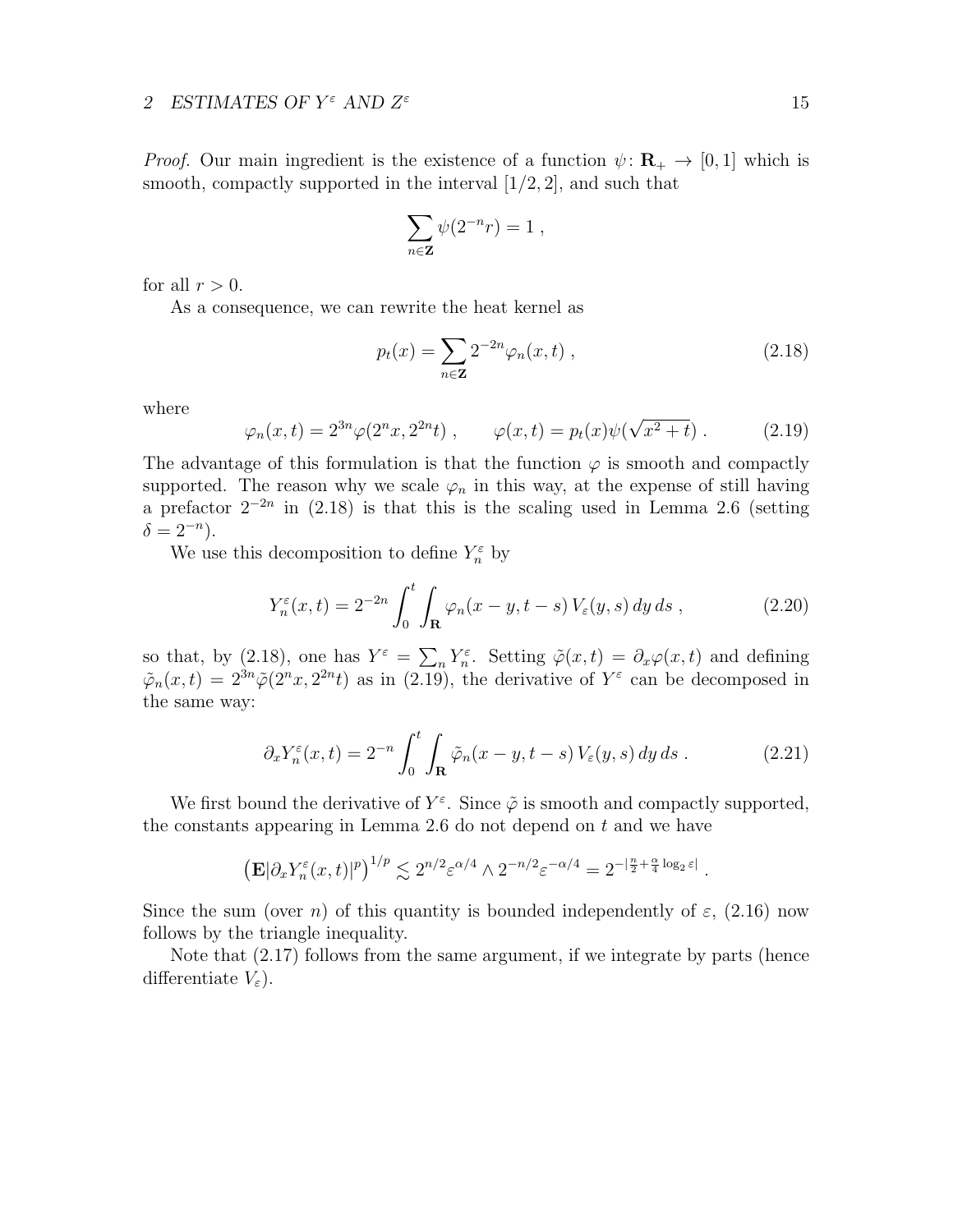*Proof.* Our main ingredient is the existence of a function $\psi\colon \mathbf{R}_+ \to [0,1]$ which is smooth, compactly supported in the interval $[1/2, 2]$, and such that

$$\sum_{n\in\mathbf{Z}} \psi(2^{-n}r) = 1\;,$$

for all $r > 0$.

As a consequence, we can rewrite the heat kernel as

$$p_t(x) = \sum_{n\in\mathbf{Z}} 2^{-2n}\varphi_n(x,t)\;, \tag{2.18}$$

where

$$\varphi_n(x,t) = 2^{3n}\varphi(2^n x, 2^{2n}t)\;, \qquad \varphi(x,t) = p_t(x)\psi(\sqrt{x^2+t})\;. \tag{2.19}$$

The advantage of this formulation is that the function $\varphi$ is smooth and compactly supported. The reason why we scale $\varphi_n$ in this way, at the expense of still having a prefactor $2^{-2n}$ in (2.18) is that this is the scaling used in Lemma 2.6 (setting $\delta = 2^{-n}$).

We use this decomposition to define $Y_n^\varepsilon$ by

$$Y_n^\varepsilon(x,t) = 2^{-2n}\int_0^t\int_{\mathbf{R}} \varphi_n(x-y,t-s)\,V_\varepsilon(y,s)\,dy\,ds\;, \tag{2.20}$$

so that, by (2.18), one has $Y^\varepsilon = \sum_n Y_n^\varepsilon$. Setting $\tilde\varphi(x,t) = \partial_x\varphi(x,t)$ and defining $\tilde\varphi_n(x,t) = 2^{3n}\tilde\varphi(2^n x, 2^{2n}t)$ as in (2.19), the derivative of $Y^\varepsilon$ can be decomposed in the same way:

$$\partial_x Y_n^\varepsilon(x,t) = 2^{-n}\int_0^t\int_{\mathbf{R}} \tilde\varphi_n(x-y,t-s)\,V_\varepsilon(y,s)\,dy\,ds\;. \tag{2.21}$$

We first bound the derivative of $Y^\varepsilon$. Since $\tilde\varphi$ is smooth and compactly supported, the constants appearing in Lemma 2.6 do not depend on $t$ and we have

$$\big(\mathbf{E}|\partial_x Y_n^\varepsilon(x,t)|^p\big)^{1/p} \lesssim 2^{n/2}\varepsilon^{\alpha/4} \wedge 2^{-n/2}\varepsilon^{-\alpha/4} = 2^{-|\frac{n}{2}+\frac{\alpha}{4}\log_2\varepsilon|}\;.$$

Since the sum (over $n$) of this quantity is bounded independently of $\varepsilon$, (2.16) now follows by the triangle inequality.

Note that (2.17) follows from the same argument, if we integrate by parts (hence differentiate $V_\varepsilon$).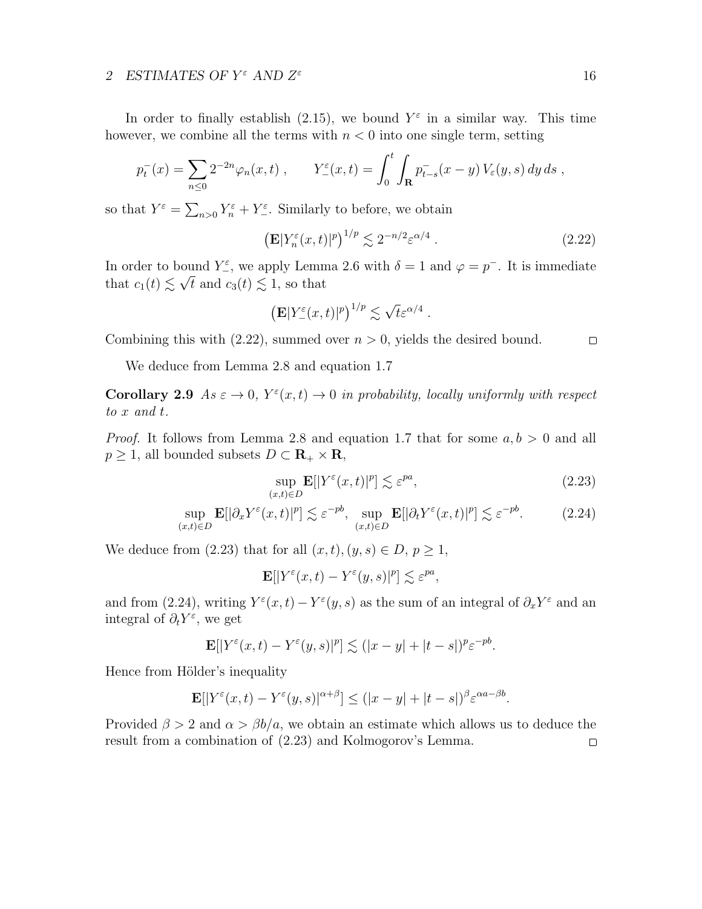In order to finally establish (2.15), we bound $Y^\varepsilon$ in a similar way. This time however, we combine all the terms with $n < 0$ into one single term, setting

$$p_t^-(x) = \sum_{n\le 0} 2^{-2n} \varphi_n(x,t)\;, \qquad Y_-^\varepsilon(x,t) = \int_0^t \int_{\mathbf{R}} p_{t-s}^-(x-y)\, V_\varepsilon(y,s)\, dy\, ds\;,$$

so that $Y^\varepsilon = \sum_{n>0} Y_n^\varepsilon + Y_-^\varepsilon$. Similarly to before, we obtain

$$\big(\mathbf{E}|Y_n^\varepsilon(x,t)|^p\big)^{1/p} \lesssim 2^{-n/2}\varepsilon^{\alpha/4}\;. \tag{2.22}$$

In order to bound $Y_-^\varepsilon$, we apply Lemma 2.6 with $\delta = 1$ and $\varphi = p^-$. It is immediate that $c_1(t) \lesssim \sqrt{t}$ and $c_3(t) \lesssim 1$, so that

$$\big(\mathbf{E}|Y_-^\varepsilon(x,t)|^p\big)^{1/p} \lesssim \sqrt{t}\varepsilon^{\alpha/4}\;.$$

Combining this with (2.22), summed over $n > 0$, yields the desired bound. $\square$

We deduce from Lemma 2.8 and equation 1.7

**Corollary 2.9** *As $\varepsilon \to 0$, $Y^\varepsilon(x,t) \to 0$ in probability, locally uniformly with respect to $x$ and $t$.*

*Proof.* It follows from Lemma 2.8 and equation 1.7 that for some $a, b > 0$ and all $p \ge 1$, all bounded subsets $D \subset \mathbf{R}_+ \times \mathbf{R}$,

$$\sup_{(x,t)\in D} \mathbf{E}[|Y^\varepsilon(x,t)|^p] \lesssim \varepsilon^{pa}, \tag{2.23}$$

$$\sup_{(x,t)\in D} \mathbf{E}[|\partial_x Y^\varepsilon(x,t)|^p] \lesssim \varepsilon^{-pb},\;\; \sup_{(x,t)\in D} \mathbf{E}[|\partial_t Y^\varepsilon(x,t)|^p] \lesssim \varepsilon^{-pb}. \tag{2.24}$$

We deduce from (2.23) that for all $(x,t), (y,s) \in D$, $p \ge 1$,

$$\mathbf{E}[|Y^\varepsilon(x,t) - Y^\varepsilon(y,s)|^p] \lesssim \varepsilon^{pa},$$

and from (2.24), writing $Y^\varepsilon(x,t) - Y^\varepsilon(y,s)$ as the sum of an integral of $\partial_x Y^\varepsilon$ and an integral of $\partial_t Y^\varepsilon$, we get

$$\mathbf{E}[|Y^\varepsilon(x,t) - Y^\varepsilon(y,s)|^p] \lesssim (|x-y| + |t-s|)^p \varepsilon^{-pb}.$$

Hence from Hölder's inequality

$$\mathbf{E}[|Y^\varepsilon(x,t) - Y^\varepsilon(y,s)|^{\alpha+\beta}] \le (|x-y| + |t-s|)^\beta \varepsilon^{\alpha a - \beta b}.$$

Provided $\beta > 2$ and $\alpha > \beta b/a$, we obtain an estimate which allows us to deduce the result from a combination of (2.23) and Kolmogorov's Lemma. $\square$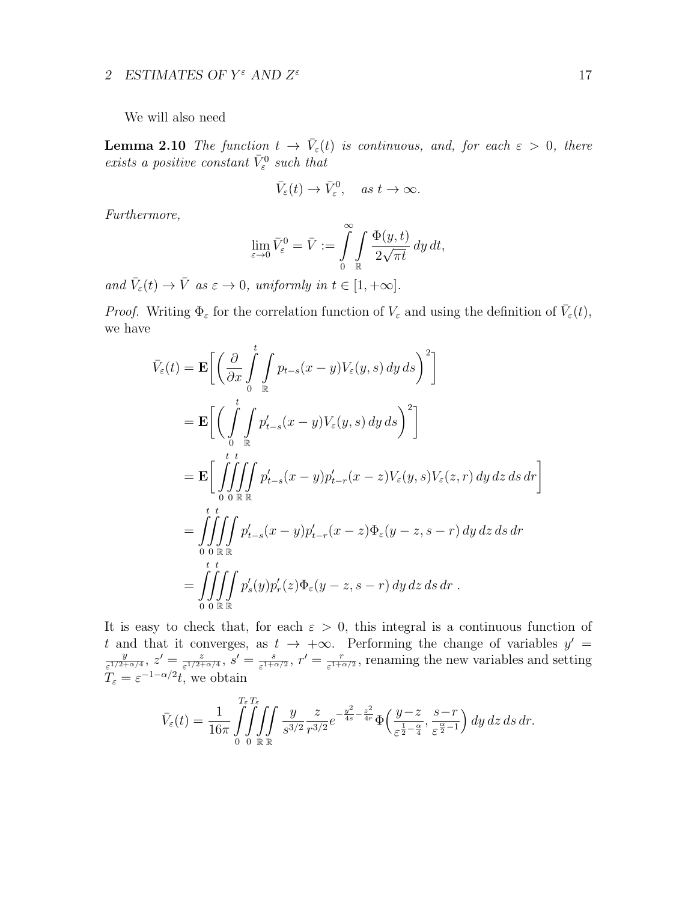We will also need

**Lemma 2.10** *The function $t \to \bar{V}_\varepsilon(t)$ is continuous, and, for each $\varepsilon > 0$, there exists a positive constant $\bar{V}_\varepsilon^0$ such that*

$$\bar{V}_\varepsilon(t) \to \bar{V}_\varepsilon^0, \quad \text{as } t \to \infty.$$

*Furthermore,*

$$\lim_{\varepsilon \to 0} \bar{V}_\varepsilon^0 = \bar{V} := \int_0^\infty \int_{\mathbb{R}} \frac{\Phi(y,t)}{2\sqrt{\pi t}}\, dy\, dt,$$

*and $\bar{V}_\varepsilon(t) \to \bar{V}$ as $\varepsilon \to 0$, uniformly in $t \in [1, +\infty]$.*

*Proof.* Writing $\Phi_\varepsilon$ for the correlation function of $V_\varepsilon$ and using the definition of $\bar{V}_\varepsilon(t)$, we have

$$\begin{aligned}
\bar{V}_\varepsilon(t) &= \mathbf{E}\bigg[\bigg(\frac{\partial}{\partial x} \int_0^t \int_{\mathbb{R}} p_{t-s}(x-y) V_\varepsilon(y,s)\, dy\, ds\bigg)^2\bigg] \\
&= \mathbf{E}\bigg[\bigg(\int_0^t \int_{\mathbb{R}} p'_{t-s}(x-y) V_\varepsilon(y,s)\, dy\, ds\bigg)^2\bigg] \\
&= \mathbf{E}\bigg[\int_0^t \int_0^t \int_{\mathbb{R}} \int_{\mathbb{R}} p'_{t-s}(x-y) p'_{t-r}(x-z) V_\varepsilon(y,s) V_\varepsilon(z,r)\, dy\, dz\, ds\, dr\bigg] \\
&= \int_0^t \int_0^t \int_{\mathbb{R}} \int_{\mathbb{R}} p'_{t-s}(x-y) p'_{t-r}(x-z) \Phi_\varepsilon(y-z, s-r)\, dy\, dz\, ds\, dr \\
&= \int_0^t \int_0^t \int_{\mathbb{R}} \int_{\mathbb{R}} p'_s(y) p'_r(z) \Phi_\varepsilon(y-z, s-r)\, dy\, dz\, ds\, dr\ .
\end{aligned}$$

It is easy to check that, for each $\varepsilon > 0$, this integral is a continuous function of $t$ and that it converges, as $t \to +\infty$. Performing the change of variables $y' = \frac{y}{\varepsilon^{1/2+\alpha/4}}$, $z' = \frac{z}{\varepsilon^{1/2+\alpha/4}}$, $s' = \frac{s}{\varepsilon^{1+\alpha/2}}$, $r' = \frac{r}{\varepsilon^{1+\alpha/2}}$, renaming the new variables and setting $T_\varepsilon = \varepsilon^{-1-\alpha/2} t$, we obtain

$$\bar{V}_\varepsilon(t) = \frac{1}{16\pi} \int_0^{T_\varepsilon} \int_0^{T_\varepsilon} \int_{\mathbb{R}} \int_{\mathbb{R}} \frac{y}{s^{3/2}} \frac{z}{r^{3/2}} e^{-\frac{y^2}{4s} - \frac{z^2}{4r}} \Phi\Big(\frac{y-z}{\varepsilon^{\frac{1}{2}-\frac{\alpha}{4}}}, \frac{s-r}{\varepsilon^{\frac{\alpha}{2}-1}}\Big)\, dy\, dz\, ds\, dr.$$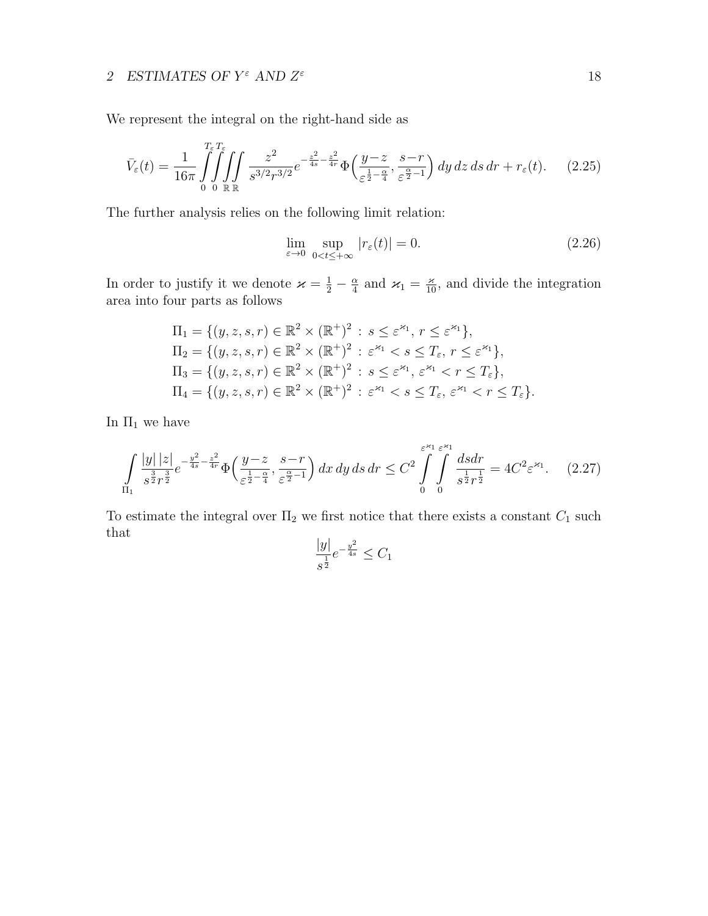We represent the integral on the right-hand side as

$$\bar{V}_\varepsilon(t) = \frac{1}{16\pi} \int_0^{T_\varepsilon}\!\!\int_0^{T_\varepsilon}\!\!\int_{\mathbb{R}}\!\int_{\mathbb{R}} \frac{z^2}{s^{3/2} r^{3/2}} e^{-\frac{z^2}{4s}-\frac{z^2}{4r}} \Phi\Big(\frac{y-z}{\varepsilon^{\frac{1}{2}-\frac{\alpha}{4}}}, \frac{s-r}{\varepsilon^{\frac{\alpha}{2}-1}}\Big)\, dy\, dz\, ds\, dr + r_\varepsilon(t). \tag{2.25}$$

The further analysis relies on the following limit relation:

$$\lim_{\varepsilon\to 0} \sup_{0<t\le+\infty} |r_\varepsilon(t)| = 0. \tag{2.26}$$

In order to justify it we denote $\varkappa = \frac{1}{2} - \frac{\alpha}{4}$ and $\varkappa_1 = \frac{\varkappa}{10}$, and divide the integration area into four parts as follows

$$\begin{aligned}
\Pi_1 &= \{(y,z,s,r) \in \mathbb{R}^2 \times (\mathbb{R}^+)^2 \,:\, s \le \varepsilon^{\varkappa_1},\, r \le \varepsilon^{\varkappa_1}\},\\
\Pi_2 &= \{(y,z,s,r) \in \mathbb{R}^2 \times (\mathbb{R}^+)^2 \,:\, \varepsilon^{\varkappa_1} < s \le T_\varepsilon,\, r \le \varepsilon^{\varkappa_1}\},\\
\Pi_3 &= \{(y,z,s,r) \in \mathbb{R}^2 \times (\mathbb{R}^+)^2 \,:\, s \le \varepsilon^{\varkappa_1},\, \varepsilon^{\varkappa_1} < r \le T_\varepsilon\},\\
\Pi_4 &= \{(y,z,s,r) \in \mathbb{R}^2 \times (\mathbb{R}^+)^2 \,:\, \varepsilon^{\varkappa_1} < s \le T_\varepsilon,\, \varepsilon^{\varkappa_1} < r \le T_\varepsilon\}.
\end{aligned}$$

In $\Pi_1$ we have

$$\int_{\Pi_1} \frac{|y|\,|z|}{s^{\frac{3}{2}} r^{\frac{3}{2}}} e^{-\frac{y^2}{4s}-\frac{z^2}{4r}} \Phi\Big(\frac{y-z}{\varepsilon^{\frac{1}{2}-\frac{\alpha}{4}}}, \frac{s-r}{\varepsilon^{\frac{\alpha}{2}-1}}\Big)\, dx\, dy\, ds\, dr \le C^2 \int_0^{\varepsilon^{\varkappa_1}}\!\!\int_0^{\varepsilon^{\varkappa_1}} \frac{ds dr}{s^{\frac{1}{2}} r^{\frac{1}{2}}} = 4C^2 \varepsilon^{\varkappa_1}. \tag{2.27}$$

To estimate the integral over $\Pi_2$ we first notice that there exists a constant $C_1$ such that

$$\frac{|y|}{s^{\frac{1}{2}}} e^{-\frac{y^2}{4s}} \le C_1$$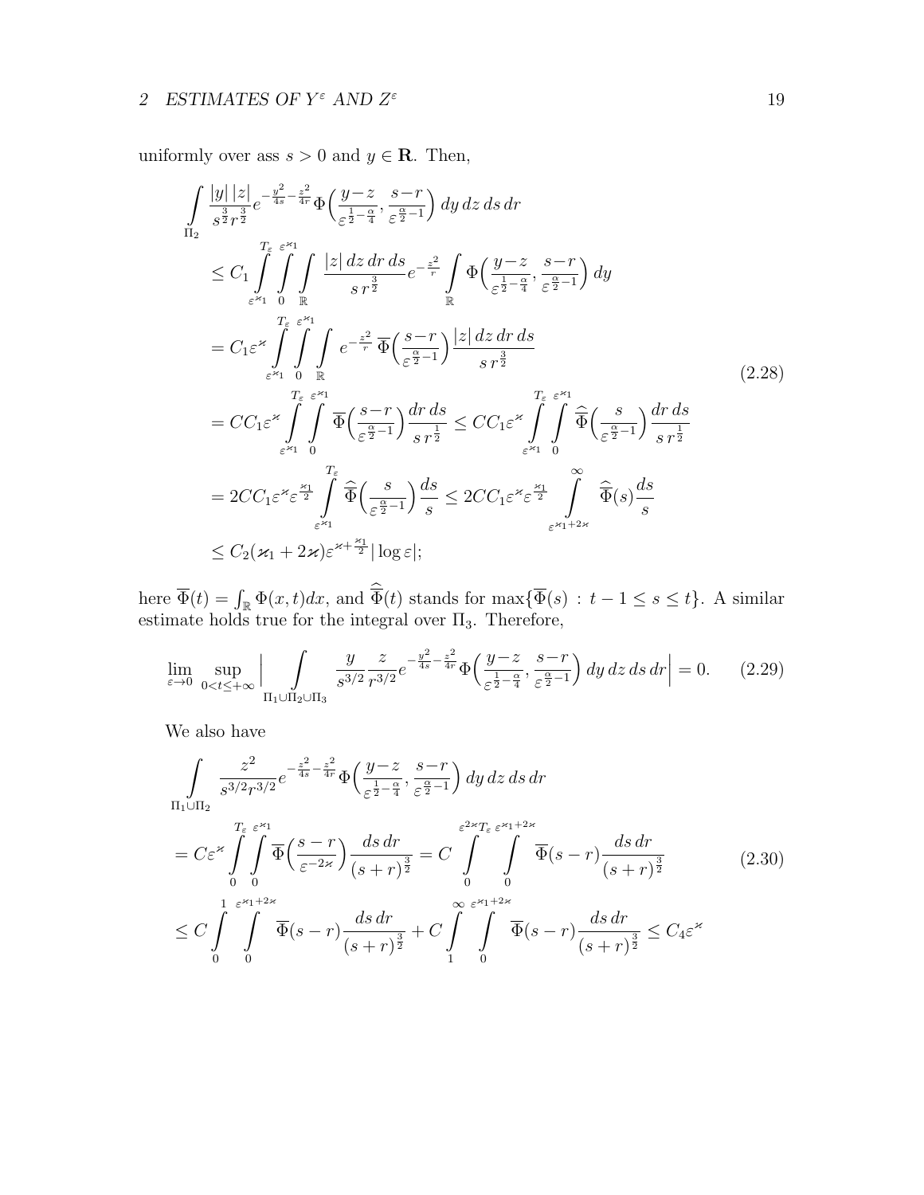uniformly over ass $s > 0$ and $y \in \mathbf{R}$. Then,

$$
\begin{aligned}
&\int\limits_{\Pi_2} \frac{|y|\,|z|}{s^{\frac{3}{2}} r^{\frac{3}{2}}} e^{-\frac{y^2}{4s}-\frac{z^2}{4r}} \Phi\Big(\frac{y-z}{\varepsilon^{\frac{1}{2}-\frac{\alpha}{4}}}, \frac{s-r}{\varepsilon^{\frac{\alpha}{2}-1}}\Big)\, dy\, dz\, ds\, dr \\
&\quad \le C_1 \int\limits_{\varepsilon^{\varkappa_1}}^{T_\varepsilon} \int\limits_0^{\varepsilon^{\varkappa_1}} \int\limits_{\mathbb{R}} \frac{|z|\, dz\, dr\, ds}{s\, r^{\frac{3}{2}}} e^{-\frac{z^2}{r}} \int\limits_{\mathbb{R}} \Phi\Big(\frac{y-z}{\varepsilon^{\frac{1}{2}-\frac{\alpha}{4}}}, \frac{s-r}{\varepsilon^{\frac{\alpha}{2}-1}}\Big)\, dy \\
&\quad = C_1 \varepsilon^{\varkappa} \int\limits_{\varepsilon^{\varkappa_1}}^{T_\varepsilon} \int\limits_0^{\varepsilon^{\varkappa_1}} \int\limits_{\mathbb{R}} e^{-\frac{z^2}{r}}\, \overline{\Phi}\Big(\frac{s-r}{\varepsilon^{\frac{\alpha}{2}-1}}\Big) \frac{|z|\, dz\, dr\, ds}{s\, r^{\frac{3}{2}}} \\
&\quad = C C_1 \varepsilon^{\varkappa} \int\limits_{\varepsilon^{\varkappa_1}}^{T_\varepsilon} \int\limits_0^{\varepsilon^{\varkappa_1}} \overline{\Phi}\Big(\frac{s-r}{\varepsilon^{\frac{\alpha}{2}-1}}\Big) \frac{dr\, ds}{s\, r^{\frac{1}{2}}} \le C C_1 \varepsilon^{\varkappa} \int\limits_{\varepsilon^{\varkappa_1}}^{T_\varepsilon} \int\limits_0^{\varepsilon^{\varkappa_1}} \widehat{\overline{\Phi}}\Big(\frac{s}{\varepsilon^{\frac{\alpha}{2}-1}}\Big) \frac{dr\, ds}{s\, r^{\frac{1}{2}}} \\
&\quad = 2 C C_1 \varepsilon^{\varkappa} \varepsilon^{\frac{\varkappa_1}{2}} \int\limits_{\varepsilon^{\varkappa_1}}^{T_\varepsilon} \widehat{\overline{\Phi}}\Big(\frac{s}{\varepsilon^{\frac{\alpha}{2}-1}}\Big) \frac{ds}{s} \le 2 C C_1 \varepsilon^{\varkappa} \varepsilon^{\frac{\varkappa_1}{2}} \int\limits_{\varepsilon^{\varkappa_1+2\varkappa}}^{\infty} \widehat{\overline{\Phi}}(s) \frac{ds}{s} \\
&\quad \le C_2(\varkappa_1 + 2\varkappa) \varepsilon^{\varkappa + \frac{\varkappa_1}{2}} |\log \varepsilon|;
\end{aligned}
\tag{2.28}
$$

here $\overline{\Phi}(t) = \int_{\mathbb{R}} \Phi(x,t) dx$, and $\widehat{\overline{\Phi}}(t)$ stands for $\max\{\overline{\Phi}(s) \,:\, t-1 \le s \le t\}$. A similar estimate holds true for the integral over $\Pi_3$. Therefore,

$$
\lim_{\varepsilon \to 0} \sup_{0<t\le+\infty} \Big| \int\limits_{\Pi_1 \cup \Pi_2 \cup \Pi_3} \frac{y}{s^{3/2}} \frac{z}{r^{3/2}} e^{-\frac{y^2}{4s}-\frac{z^2}{4r}} \Phi\Big(\frac{y-z}{\varepsilon^{\frac{1}{2}-\frac{\alpha}{4}}}, \frac{s-r}{\varepsilon^{\frac{\alpha}{2}-1}}\Big)\, dy\, dz\, ds\, dr \Big| = 0. \tag{2.29}
$$

We also have

$$
\begin{aligned}
&\int\limits_{\Pi_1 \cup \Pi_2} \frac{z^2}{s^{3/2} r^{3/2}} e^{-\frac{z^2}{4s}-\frac{z^2}{4r}} \Phi\Big(\frac{y-z}{\varepsilon^{\frac{1}{2}-\frac{\alpha}{4}}}, \frac{s-r}{\varepsilon^{\frac{\alpha}{2}-1}}\Big)\, dy\, dz\, ds\, dr \\
&= C \varepsilon^{\varkappa} \int\limits_0^{T_\varepsilon} \int\limits_0^{\varepsilon^{\varkappa_1}} \overline{\Phi}\Big(\frac{s-r}{\varepsilon^{-2\varkappa}}\Big) \frac{ds\, dr}{(s+r)^{\frac{3}{2}}} = C \int\limits_0^{\varepsilon^{2\varkappa} T_\varepsilon} \int\limits_0^{\varepsilon^{\varkappa_1+2\varkappa}} \overline{\Phi}(s-r) \frac{ds\, dr}{(s+r)^{\frac{3}{2}}} \\
&\le C \int\limits_0^1 \int\limits_0^{\varepsilon^{\varkappa_1+2\varkappa}} \overline{\Phi}(s-r) \frac{ds\, dr}{(s+r)^{\frac{3}{2}}} + C \int\limits_1^{\infty} \int\limits_0^{\varepsilon^{\varkappa_1+2\varkappa}} \overline{\Phi}(s-r) \frac{ds\, dr}{(s+r)^{\frac{3}{2}}} \le C_4 \varepsilon^{\varkappa}
\end{aligned}
\tag{2.30}
$$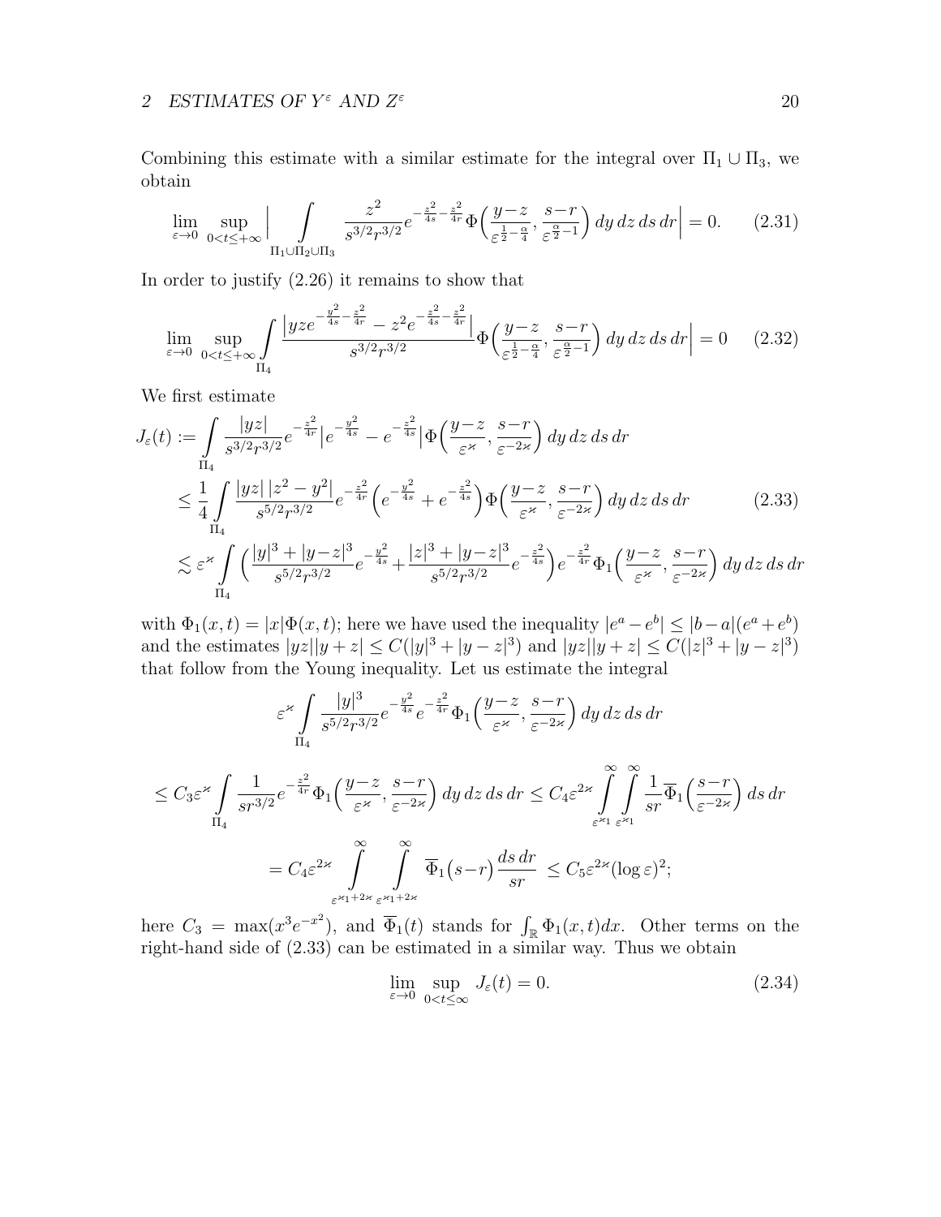Combining this estimate with a similar estimate for the integral over $\Pi_1 \cup \Pi_3$, we obtain

$$
\lim_{\varepsilon\to 0} \sup_{0<t\leq +\infty} \Big| \int\limits_{\Pi_1\cup\Pi_2\cup\Pi_3} \frac{z^2}{s^{3/2}r^{3/2}} e^{-\frac{z^2}{4s}-\frac{z^2}{4r}} \Phi\Big(\frac{y-z}{\varepsilon^{\frac12-\frac{\alpha}{4}}}, \frac{s-r}{\varepsilon^{\frac{\alpha}{2}-1}}\Big)\, dy\, dz\, ds\, dr\Big| = 0. \tag{2.31}
$$

In order to justify (2.26) it remains to show that

$$
\lim_{\varepsilon\to 0} \sup_{0<t\leq +\infty} \int\limits_{\Pi_4} \frac{\big|yze^{-\frac{y^2}{4s}-\frac{z^2}{4r}} - z^2 e^{-\frac{z^2}{4s}-\frac{z^2}{4r}}\big|}{s^{3/2}r^{3/2}} \Phi\Big(\frac{y-z}{\varepsilon^{\frac12-\frac{\alpha}{4}}}, \frac{s-r}{\varepsilon^{\frac{\alpha}{2}-1}}\Big)\, dy\, dz\, ds\, dr\Big| = 0 \tag{2.32}
$$

We first estimate

$$
\begin{aligned}
J_\varepsilon(t) &:= \int\limits_{\Pi_4} \frac{|yz|}{s^{3/2}r^{3/2}} e^{-\frac{z^2}{4r}} \big|e^{-\frac{y^2}{4s}} - e^{-\frac{z^2}{4s}}\big| \Phi\Big(\frac{y-z}{\varepsilon^{\varkappa}}, \frac{s-r}{\varepsilon^{-2\varkappa}}\Big)\, dy\, dz\, ds\, dr \\
&\leq \frac14 \int\limits_{\Pi_4} \frac{|yz|\,|z^2-y^2|}{s^{5/2}r^{3/2}} e^{-\frac{z^2}{4r}} \Big(e^{-\frac{y^2}{4s}} + e^{-\frac{z^2}{4s}}\Big) \Phi\Big(\frac{y-z}{\varepsilon^{\varkappa}}, \frac{s-r}{\varepsilon^{-2\varkappa}}\Big)\, dy\, dz\, ds\, dr \qquad (2.33)\\
&\lesssim \varepsilon^{\varkappa} \int\limits_{\Pi_4} \Big(\frac{|y|^3+|y-z|^3}{s^{5/2}r^{3/2}} e^{-\frac{y^2}{4s}} + \frac{|z|^3+|y-z|^3}{s^{5/2}r^{3/2}} e^{-\frac{z^2}{4s}}\Big) e^{-\frac{z^2}{4r}} \Phi_1\Big(\frac{y-z}{\varepsilon^{\varkappa}}, \frac{s-r}{\varepsilon^{-2\varkappa}}\Big)\, dy\, dz\, ds\, dr
\end{aligned}
$$

with $\Phi_1(x,t) = |x|\Phi(x,t)$; here we have used the inequality $|e^a - e^b| \leq |b-a|(e^a+e^b)$ and the estimates $|yz||y+z| \leq C(|y|^3+|y-z|^3)$ and $|yz||y+z| \leq C(|z|^3+|y-z|^3)$ that follow from the Young inequality. Let us estimate the integral

$$
\varepsilon^{\varkappa} \int\limits_{\Pi_4} \frac{|y|^3}{s^{5/2}r^{3/2}} e^{-\frac{y^2}{4s}} e^{-\frac{z^2}{4r}} \Phi_1\Big(\frac{y-z}{\varepsilon^{\varkappa}}, \frac{s-r}{\varepsilon^{-2\varkappa}}\Big)\, dy\, dz\, ds\, dr
$$

$$
\leq C_3 \varepsilon^{\varkappa} \int\limits_{\Pi_4} \frac{1}{sr^{3/2}} e^{-\frac{z^2}{4r}} \Phi_1\Big(\frac{y-z}{\varepsilon^{\varkappa}}, \frac{s-r}{\varepsilon^{-2\varkappa}}\Big)\, dy\, dz\, ds\, dr \leq C_4 \varepsilon^{2\varkappa} \int\limits_{\varepsilon^{\varkappa_1}}^{\infty}\int\limits_{\varepsilon^{\varkappa_1}}^{\infty} \frac{1}{sr} \overline{\Phi}_1\Big(\frac{s-r}{\varepsilon^{-2\varkappa}}\Big)\, ds\, dr
$$

$$
= C_4 \varepsilon^{2\varkappa} \int\limits_{\varepsilon^{\varkappa_1+2\varkappa}}^{\infty}\int\limits_{\varepsilon^{\varkappa_1+2\varkappa}}^{\infty} \overline{\Phi}_1(s-r) \frac{ds\, dr}{sr} \leq C_5 \varepsilon^{2\varkappa} (\log\varepsilon)^2;
$$

here $C_3 = \max(x^3 e^{-x^2})$, and $\overline{\Phi}_1(t)$ stands for $\int_{\mathbb{R}} \Phi_1(x,t)dx$. Other terms on the right-hand side of (2.33) can be estimated in a similar way. Thus we obtain

$$
\lim_{\varepsilon\to 0} \sup_{0<t\leq\infty} J_\varepsilon(t) = 0. \tag{2.34}
$$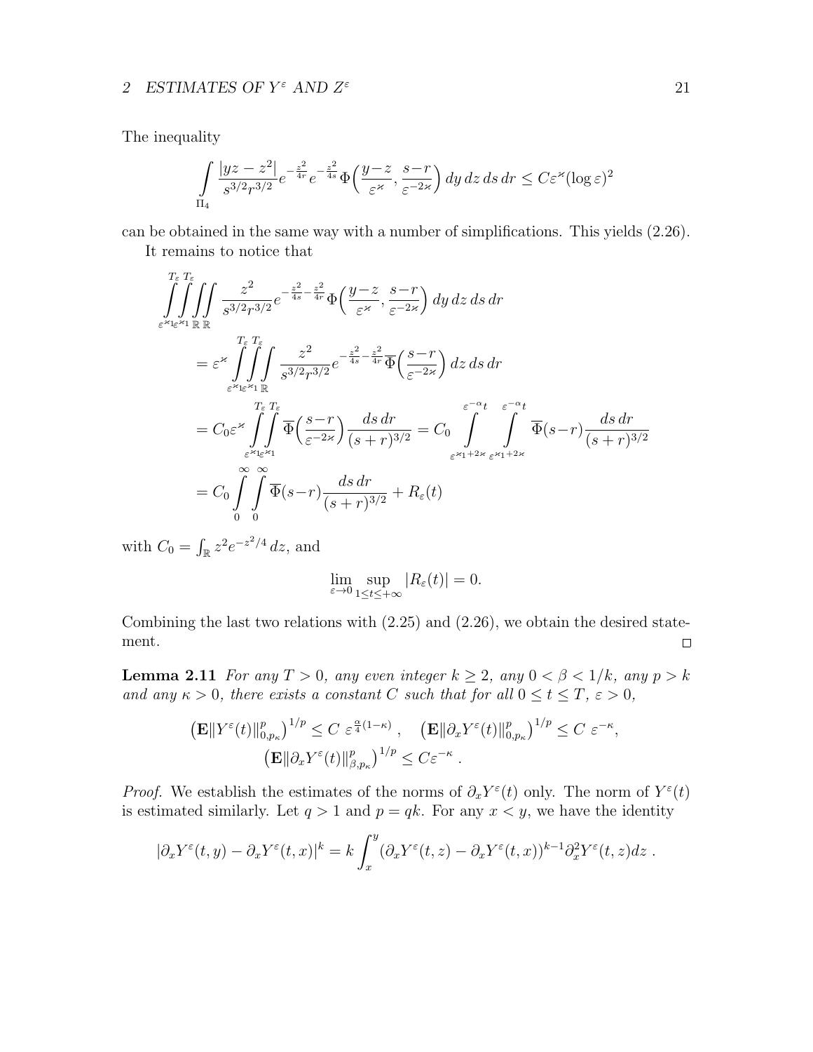The inequality

$$\int\limits_{\Pi_4} \frac{|yz-z^2|}{s^{3/2}r^{3/2}} e^{-\frac{z^2}{4r}} e^{-\frac{z^2}{4s}} \Phi\Big(\frac{y-z}{\varepsilon^{\varkappa}}, \frac{s-r}{\varepsilon^{-2\varkappa}}\Big)\, dy\, dz\, ds\, dr \le C\varepsilon^{\varkappa}(\log\varepsilon)^2$$

can be obtained in the same way with a number of simplifications. This yields (2.26).

It remains to notice that

$$\begin{aligned}
&\int\limits_{\varepsilon^{\varkappa}1}^{T_\varepsilon}\int\limits_{\varepsilon^{\varkappa}1}^{T_\varepsilon}\int\limits_{\mathbb{R}}\int\limits_{\mathbb{R}} \frac{z^2}{s^{3/2}r^{3/2}} e^{-\frac{z^2}{4s}-\frac{z^2}{4r}} \Phi\Big(\frac{y-z}{\varepsilon^{\varkappa}}, \frac{s-r}{\varepsilon^{-2\varkappa}}\Big)\, dy\, dz\, ds\, dr \\
&= \varepsilon^{\varkappa} \int\limits_{\varepsilon^{\varkappa}1}^{T_\varepsilon}\int\limits_{\varepsilon^{\varkappa}1}^{T_\varepsilon}\int\limits_{\mathbb{R}} \frac{z^2}{s^{3/2}r^{3/2}} e^{-\frac{z^2}{4s}-\frac{z^2}{4r}} \overline{\Phi}\Big(\frac{s-r}{\varepsilon^{-2\varkappa}}\Big)\, dz\, ds\, dr \\
&= C_0 \varepsilon^{\varkappa} \int\limits_{\varepsilon^{\varkappa}1}^{T_\varepsilon}\int\limits_{\varepsilon^{\varkappa}1}^{T_\varepsilon} \overline{\Phi}\Big(\frac{s-r}{\varepsilon^{-2\varkappa}}\Big) \frac{ds\, dr}{(s+r)^{3/2}} = C_0 \int\limits_{\varepsilon^{\varkappa}1+2\varkappa}^{\varepsilon^{-\alpha}t}\int\limits_{\varepsilon^{\varkappa}1+2\varkappa}^{\varepsilon^{-\alpha}t} \overline{\Phi}(s-r) \frac{ds\, dr}{(s+r)^{3/2}} \\
&= C_0 \int\limits_0^{\infty}\int\limits_0^{\infty} \overline{\Phi}(s-r) \frac{ds\, dr}{(s+r)^{3/2}} + R_\varepsilon(t)
\end{aligned}$$

with $C_0 = \int_{\mathbb{R}} z^2 e^{-z^2/4}\, dz$, and

$$\lim_{\varepsilon\to 0} \sup_{1\le t\le +\infty} |R_\varepsilon(t)| = 0.$$

Combining the last two relations with (2.25) and (2.26), we obtain the desired statement. $\square$

**Lemma 2.11** *For any $T>0$, any even integer $k\ge 2$, any $0<\beta<1/k$, any $p>k$ and any $\kappa>0$, there exists a constant $C$ such that for all $0\le t\le T$, $\varepsilon>0$,*

$$\big(\mathbf{E}\|Y^\varepsilon(t)\|_{0,p_\kappa}^p\big)^{1/p} \le C\ \varepsilon^{\frac{\alpha}{4}(1-\kappa)}\,, \quad \big(\mathbf{E}\|\partial_x Y^\varepsilon(t)\|_{0,p_\kappa}^p\big)^{1/p} \le C\ \varepsilon^{-\kappa},$$
$$\big(\mathbf{E}\|\partial_x Y^\varepsilon(t)\|_{\beta,p_\kappa}^p\big)^{1/p} \le C\varepsilon^{-\kappa}\ .$$

*Proof.* We establish the estimates of the norms of $\partial_x Y^\varepsilon(t)$ only. The norm of $Y^\varepsilon(t)$ is estimated similarly. Let $q>1$ and $p=qk$. For any $x<y$, we have the identity

$$|\partial_x Y^\varepsilon(t,y) - \partial_x Y^\varepsilon(t,x)|^k = k\int_x^y (\partial_x Y^\varepsilon(t,z) - \partial_x Y^\varepsilon(t,x))^{k-1} \partial_x^2 Y^\varepsilon(t,z) dz\ .$$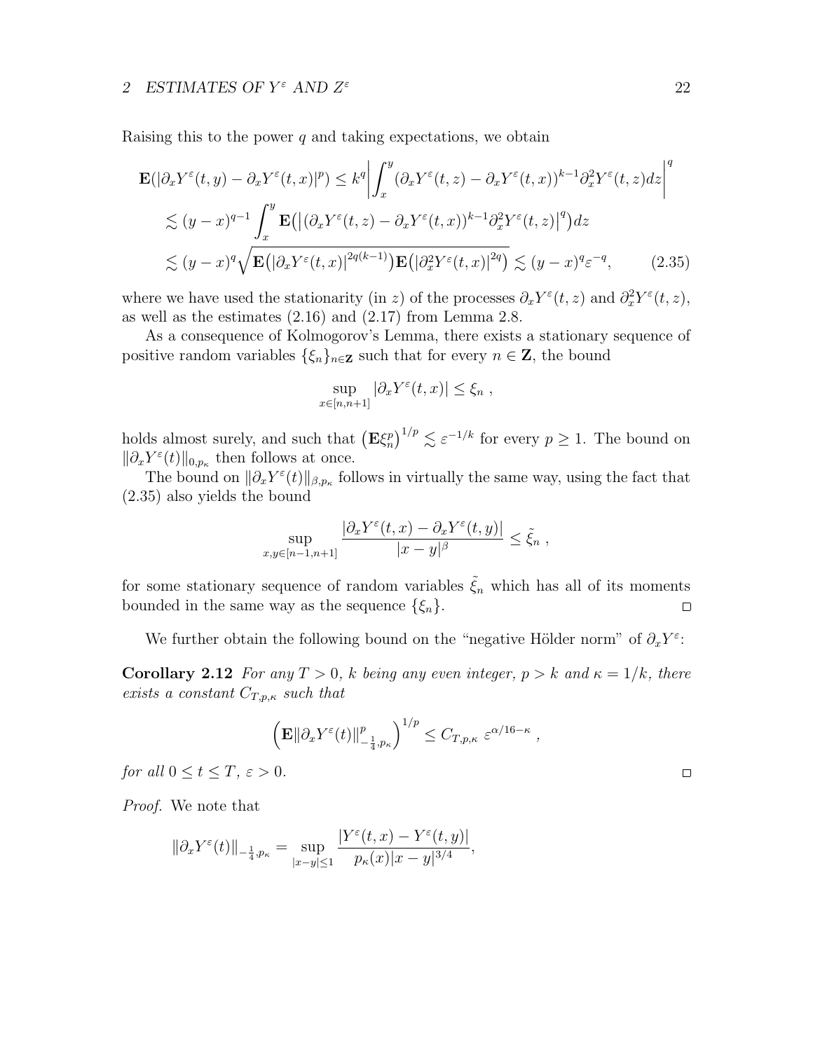Raising this to the power $q$ and taking expectations, we obtain

$$
\begin{aligned}
\mathbf{E}(|\partial_x Y^\varepsilon(t,y) - \partial_x Y^\varepsilon(t,x)|^p) &\leq k^q \left| \int_x^y (\partial_x Y^\varepsilon(t,z) - \partial_x Y^\varepsilon(t,x))^{k-1} \partial_x^2 Y^\varepsilon(t,z) dz \right|^q \\
&\lesssim (y-x)^{q-1} \int_x^y \mathbf{E}\big(\big|(\partial_x Y^\varepsilon(t,z) - \partial_x Y^\varepsilon(t,x))^{k-1} \partial_x^2 Y^\varepsilon(t,z)\big|^q\big) dz \\
&\lesssim (y-x)^q \sqrt{\mathbf{E}\big(|\partial_x Y^\varepsilon(t,x)|^{2q(k-1)}\big) \mathbf{E}\big(|\partial_x^2 Y^\varepsilon(t,x)|^{2q}\big)} \lesssim (y-x)^q \varepsilon^{-q}, \qquad (2.35)
\end{aligned}
$$

where we have used the stationarity (in $z$) of the processes $\partial_x Y^\varepsilon(t,z)$ and $\partial_x^2 Y^\varepsilon(t,z)$, as well as the estimates (2.16) and (2.17) from Lemma 2.8.

As a consequence of Kolmogorov's Lemma, there exists a stationary sequence of positive random variables $\{\xi_n\}_{n\in\mathbf{Z}}$ such that for every $n \in \mathbf{Z}$, the bound

$$
\sup_{x\in[n,n+1]} |\partial_x Y^\varepsilon(t,x)| \leq \xi_n ,
$$

holds almost surely, and such that $\big(\mathbf{E}\xi_n^p\big)^{1/p} \lesssim \varepsilon^{-1/k}$ for every $p \geq 1$. The bound on $\|\partial_x Y^\varepsilon(t)\|_{0,p_\kappa}$ then follows at once.

The bound on $\|\partial_x Y^\varepsilon(t)\|_{\beta,p_\kappa}$ follows in virtually the same way, using the fact that (2.35) also yields the bound

$$
\sup_{x,y\in[n-1,n+1]} \frac{|\partial_x Y^\varepsilon(t,x) - \partial_x Y^\varepsilon(t,y)|}{|x-y|^\beta} \leq \tilde{\xi}_n ,
$$

for some stationary sequence of random variables $\tilde{\xi}_n$ which has all of its moments bounded in the same way as the sequence $\{\xi_n\}$. □

We further obtain the following bound on the "negative Hölder norm" of $\partial_x Y^\varepsilon$:

**Corollary 2.12** *For any $T > 0$, $k$ being any even integer, $p > k$ and $\kappa = 1/k$, there exists a constant $C_{T,p,\kappa}$ such that*

$$
\Big(\mathbf{E}\|\partial_x Y^\varepsilon(t)\|^p_{-\frac{1}{4},p_\kappa}\Big)^{1/p} \leq C_{T,p,\kappa}\ \varepsilon^{\alpha/16-\kappa} ,
$$

*for all $0 \leq t \leq T$, $\varepsilon > 0$.* □

*Proof.* We note that

$$
\|\partial_x Y^\varepsilon(t)\|_{-\frac{1}{4},p_\kappa} = \sup_{|x-y|\leq 1} \frac{|Y^\varepsilon(t,x) - Y^\varepsilon(t,y)|}{p_\kappa(x)|x-y|^{3/4}},
$$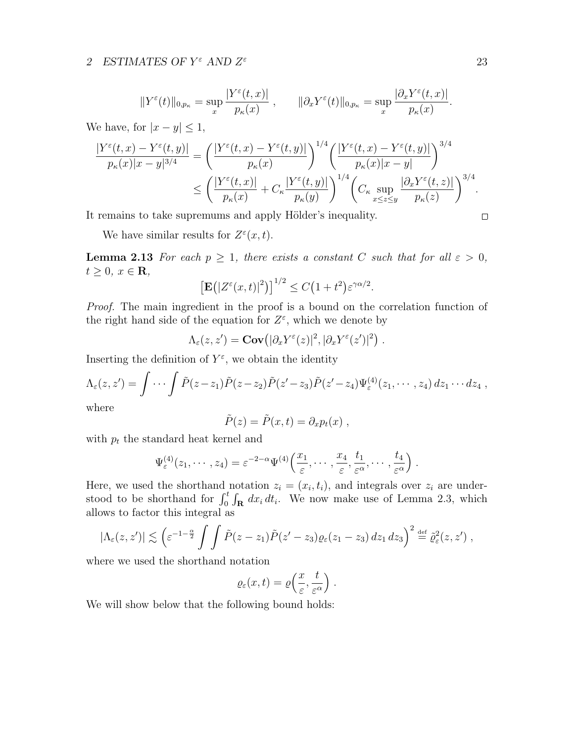$$\|Y^\varepsilon(t)\|_{0,p_\kappa} = \sup_x \frac{|Y^\varepsilon(t,x)|}{p_\kappa(x)}\;, \qquad \|\partial_x Y^\varepsilon(t)\|_{0,p_\kappa} = \sup_x \frac{|\partial_x Y^\varepsilon(t,x)|}{p_\kappa(x)}.$$

We have, for $|x-y| \le 1$,

$$\begin{aligned}
\frac{|Y^\varepsilon(t,x) - Y^\varepsilon(t,y)|}{p_\kappa(x)|x-y|^{3/4}} &= \Big(\frac{|Y^\varepsilon(t,x) - Y^\varepsilon(t,y)|}{p_\kappa(x)}\Big)^{1/4}\Big(\frac{|Y^\varepsilon(t,x) - Y^\varepsilon(t,y)|}{p_\kappa(x)|x-y|}\Big)^{3/4} \\
&\le \Big(\frac{|Y^\varepsilon(t,x)|}{p_\kappa(x)} + C_\kappa \frac{|Y^\varepsilon(t,y)|}{p_\kappa(y)}\Big)^{1/4}\Big(C_\kappa \sup_{x\le z\le y} \frac{|\partial_x Y^\varepsilon(t,z)|}{p_\kappa(z)}\Big)^{3/4}.
\end{aligned}$$

It remains to take supremums and apply Hölder's inequality. $\square$

We have similar results for $Z^\varepsilon(x,t)$.

**Lemma 2.13** *For each $p \ge 1$, there exists a constant $C$ such that for all $\varepsilon > 0$, $t \ge 0$, $x \in \mathbf{R}$,*

$$\big[\mathbf{E}\big(|Z^\varepsilon(x,t)|^2\big)\big]^{1/2} \le C\big(1+t^2\big)\varepsilon^{\gamma\alpha/2}.$$

*Proof.* The main ingredient in the proof is a bound on the correlation function of the right hand side of the equation for $Z^\varepsilon$, which we denote by

$$\Lambda_\varepsilon(z,z') = \mathbf{Cov}\big(|\partial_x Y^\varepsilon(z)|^2, |\partial_x Y^\varepsilon(z')|^2\big)\;.$$

Inserting the definition of $Y^\varepsilon$, we obtain the identity

$$\Lambda_\varepsilon(z,z') = \int\cdots\int \tilde P(z-z_1)\tilde P(z-z_2)\tilde P(z'-z_3)\tilde P(z'-z_4)\Psi^{(4)}_\varepsilon(z_1,\cdots,z_4)\,dz_1\cdots dz_4\;,$$

where

$$\tilde P(z) = \tilde P(x,t) = \partial_x p_t(x)\;,$$

with $p_t$ the standard heat kernel and

$$\Psi^{(4)}_\varepsilon(z_1,\cdots,z_4) = \varepsilon^{-2-\alpha}\Psi^{(4)}\Big(\frac{x_1}{\varepsilon},\cdots,\frac{x_4}{\varepsilon},\frac{t_1}{\varepsilon^\alpha},\cdots,\frac{t_4}{\varepsilon^\alpha}\Big)\;.$$

Here, we used the shorthand notation $z_i = (x_i,t_i)$, and integrals over $z_i$ are understood to be shorthand for $\int_0^t\int_{\mathbf{R}} dx_i\,dt_i$. We now make use of Lemma 2.3, which allows to factor this integral as

$$|\Lambda_\varepsilon(z,z')| \lesssim \Big(\varepsilon^{-1-\frac{\alpha}{2}}\int\int \tilde P(z-z_1)\tilde P(z'-z_3)\varrho_\varepsilon(z_1-z_3)\,dz_1\,dz_3\Big)^2 \stackrel{\text{def}}{=} \tilde\varrho^2_\varepsilon(z,z')\;,$$

where we used the shorthand notation

$$\varrho_\varepsilon(x,t) = \varrho\Big(\frac{x}{\varepsilon},\frac{t}{\varepsilon^\alpha}\Big)\;.$$

We will show below that the following bound holds: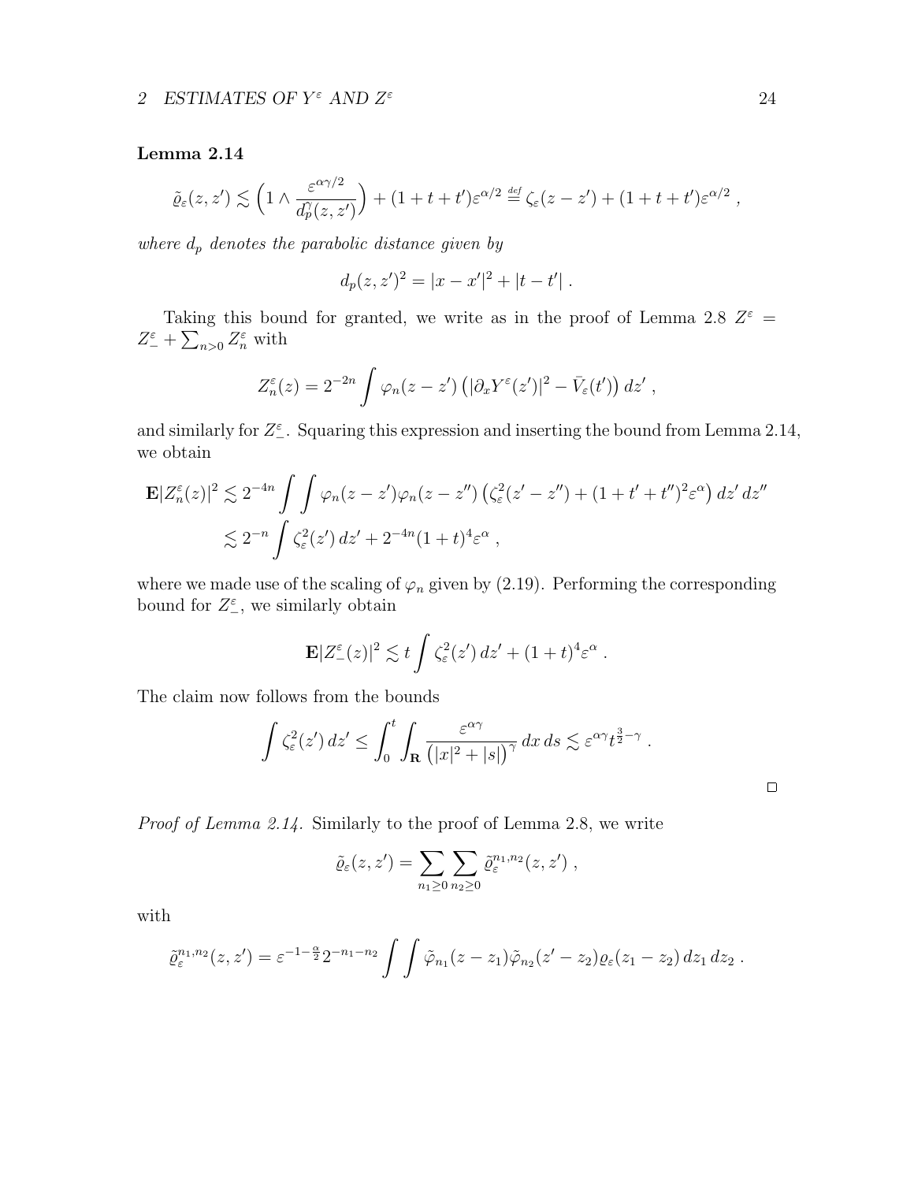**Lemma 2.14**

$$\tilde{\varrho}_\varepsilon(z,z') \lesssim \Big(1 \wedge \frac{\varepsilon^{\alpha\gamma/2}}{d_p^\gamma(z,z')}\Big) + (1+t+t')\varepsilon^{\alpha/2} \stackrel{\text{def}}{=} \zeta_\varepsilon(z-z') + (1+t+t')\varepsilon^{\alpha/2}\;,$$

*where $d_p$ denotes the parabolic distance given by*

$$d_p(z,z')^2 = |x-x'|^2 + |t-t'|\;.$$

Taking this bound for granted, we write as in the proof of Lemma 2.8 $Z^\varepsilon = Z_-^\varepsilon + \sum_{n>0} Z_n^\varepsilon$ with

$$Z_n^\varepsilon(z) = 2^{-2n}\int \varphi_n(z-z')\big(|\partial_x Y^\varepsilon(z')|^2 - \bar V_\varepsilon(t')\big)\,dz'\;,$$

and similarly for $Z_-^\varepsilon$. Squaring this expression and inserting the bound from Lemma 2.14, we obtain

$$\begin{aligned}
\mathbf{E}|Z_n^\varepsilon(z)|^2 &\lesssim 2^{-4n}\int\int \varphi_n(z-z')\varphi_n(z-z'')\big(\zeta_\varepsilon^2(z'-z'') + (1+t'+t'')^2\varepsilon^\alpha\big)\,dz'\,dz'' \\
&\lesssim 2^{-n}\int \zeta_\varepsilon^2(z')\,dz' + 2^{-4n}(1+t)^4\varepsilon^\alpha\;,
\end{aligned}$$

where we made use of the scaling of $\varphi_n$ given by (2.19). Performing the corresponding bound for $Z_-^\varepsilon$, we similarly obtain

$$\mathbf{E}|Z_-^\varepsilon(z)|^2 \lesssim t\int \zeta_\varepsilon^2(z')\,dz' + (1+t)^4\varepsilon^\alpha\;.$$

The claim now follows from the bounds

$$\int \zeta_\varepsilon^2(z')\,dz' \le \int_0^t \int_{\mathbf{R}} \frac{\varepsilon^{\alpha\gamma}}{\big(|x|^2+|s|\big)^\gamma}\,dx\,ds \lesssim \varepsilon^{\alpha\gamma} t^{\frac{3}{2}-\gamma}\;.$$

□

*Proof of Lemma 2.14.* Similarly to the proof of Lemma 2.8, we write

$$\tilde{\varrho}_\varepsilon(z,z') = \sum_{n_1\ge 0}\sum_{n_2\ge 0} \tilde{\varrho}_\varepsilon^{n_1,n_2}(z,z')\;,$$

with

$$\tilde{\varrho}_\varepsilon^{n_1,n_2}(z,z') = \varepsilon^{-1-\frac{\alpha}{2}} 2^{-n_1-n_2}\int\int \tilde{\varphi}_{n_1}(z-z_1)\tilde{\varphi}_{n_2}(z'-z_2)\varrho_\varepsilon(z_1-z_2)\,dz_1\,dz_2\;.$$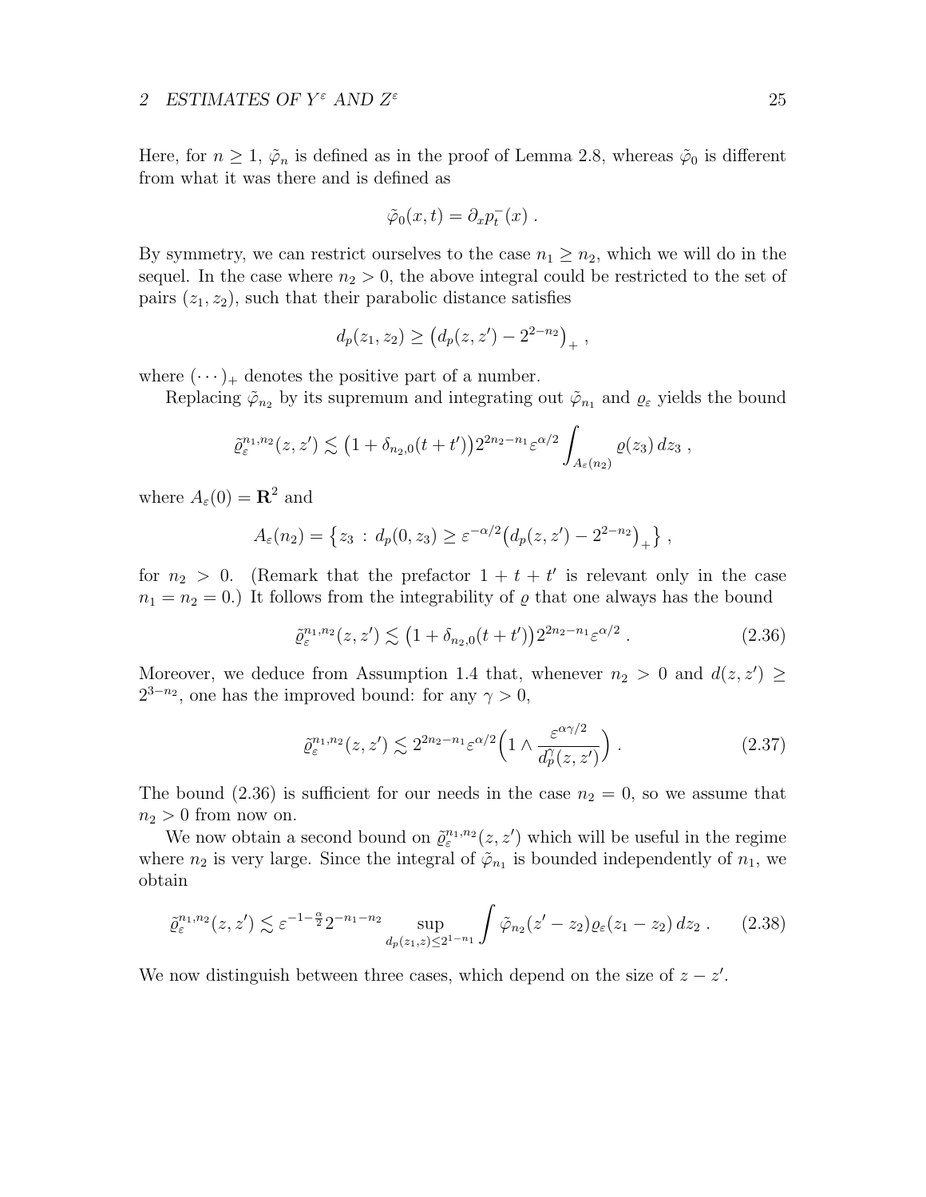Here, for $n \geq 1$, $\tilde{\varphi}_n$ is defined as in the proof of Lemma 2.8, whereas $\tilde{\varphi}_0$ is different from what it was there and is defined as

$$\tilde{\varphi}_0(x,t) = \partial_x p_t^-(x) .$$

By symmetry, we can restrict ourselves to the case $n_1 \geq n_2$, which we will do in the sequel. In the case where $n_2 > 0$, the above integral could be restricted to the set of pairs $(z_1, z_2)$, such that their parabolic distance satisfies

$$d_p(z_1,z_2) \geq \big(d_p(z,z') - 2^{2-n_2}\big)_+ ,$$

where $(\cdots)_+$ denotes the positive part of a number.

Replacing $\tilde{\varphi}_{n_2}$ by its supremum and integrating out $\tilde{\varphi}_{n_1}$ and $\varrho_\varepsilon$ yields the bound

$$\tilde{\varrho}_\varepsilon^{n_1,n_2}(z,z') \lesssim \big(1 + \delta_{n_2,0}(t+t')\big) 2^{2n_2 - n_1} \varepsilon^{\alpha/2} \int_{A_\varepsilon(n_2)} \varrho(z_3)\, dz_3 ,$$

where $A_\varepsilon(0) = \mathbf{R}^2$ and

$$A_\varepsilon(n_2) = \big\{ z_3 \,:\, d_p(0,z_3) \geq \varepsilon^{-\alpha/2}\big(d_p(z,z') - 2^{2-n_2}\big)_+ \big\} ,$$

for $n_2 > 0$. (Remark that the prefactor $1 + t + t'$ is relevant only in the case $n_1 = n_2 = 0$.) It follows from the integrability of $\varrho$ that one always has the bound

$$\tilde{\varrho}_\varepsilon^{n_1,n_2}(z,z') \lesssim \big(1 + \delta_{n_2,0}(t+t')\big) 2^{2n_2 - n_1} \varepsilon^{\alpha/2} . \tag{2.36}$$

Moreover, we deduce from Assumption 1.4 that, whenever $n_2 > 0$ and $d(z,z') \geq 2^{3-n_2}$, one has the improved bound: for any $\gamma > 0$,

$$\tilde{\varrho}_\varepsilon^{n_1,n_2}(z,z') \lesssim 2^{2n_2 - n_1} \varepsilon^{\alpha/2} \Big( 1 \wedge \frac{\varepsilon^{\alpha\gamma/2}}{d_p^\gamma(z,z')} \Big) . \tag{2.37}$$

The bound (2.36) is sufficient for our needs in the case $n_2 = 0$, so we assume that $n_2 > 0$ from now on.

We now obtain a second bound on $\tilde{\varrho}_\varepsilon^{n_1,n_2}(z,z')$ which will be useful in the regime where $n_2$ is very large. Since the integral of $\tilde{\varphi}_{n_1}$ is bounded independently of $n_1$, we obtain

$$\tilde{\varrho}_\varepsilon^{n_1,n_2}(z,z') \lesssim \varepsilon^{-1-\frac{\alpha}{2}} 2^{-n_1-n_2} \sup_{d_p(z_1,z) \leq 2^{1-n_1}} \int \tilde{\varphi}_{n_2}(z' - z_2) \varrho_\varepsilon(z_1 - z_2)\, dz_2 . \tag{2.38}$$

We now distinguish between three cases, which depend on the size of $z - z'$.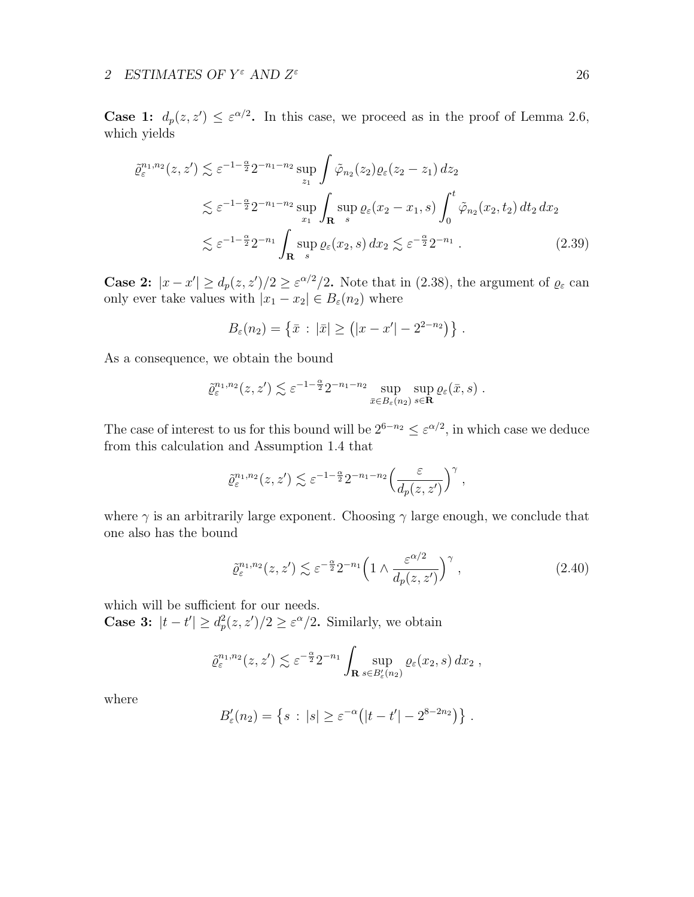**Case 1:** $d_p(z,z') \le \varepsilon^{\alpha/2}$**.** In this case, we proceed as in the proof of Lemma 2.6, which yields

$$
\begin{aligned}
\tilde{\varrho}_\varepsilon^{n_1,n_2}(z,z') &\lesssim \varepsilon^{-1-\frac{\alpha}{2}} 2^{-n_1-n_2} \sup_{z_1} \int \tilde{\varphi}_{n_2}(z_2) \varrho_\varepsilon(z_2 - z_1)\, dz_2 \\
&\lesssim \varepsilon^{-1-\frac{\alpha}{2}} 2^{-n_1-n_2} \sup_{x_1} \int_{\mathbf{R}} \sup_s \varrho_\varepsilon(x_2 - x_1, s) \int_0^t \tilde{\varphi}_{n_2}(x_2, t_2)\, dt_2\, dx_2 \\
&\lesssim \varepsilon^{-1-\frac{\alpha}{2}} 2^{-n_1} \int_{\mathbf{R}} \sup_s \varrho_\varepsilon(x_2, s)\, dx_2 \lesssim \varepsilon^{-\frac{\alpha}{2}} 2^{-n_1}\;. \qquad (2.39)
\end{aligned}
$$

**Case 2:** $|x - x'| \ge d_p(z,z')/2 \ge \varepsilon^{\alpha/2}/2$**.** Note that in (2.38), the argument of $\varrho_\varepsilon$ can only ever take values with $|x_1 - x_2| \in B_\varepsilon(n_2)$ where

$$
B_\varepsilon(n_2) = \big\{ \bar{x} \,:\, |\bar{x}| \ge \big(|x - x'| - 2^{2-n_2}\big) \big\}\;.
$$

As a consequence, we obtain the bound

$$
\tilde{\varrho}_\varepsilon^{n_1,n_2}(z,z') \lesssim \varepsilon^{-1-\frac{\alpha}{2}} 2^{-n_1-n_2} \sup_{\bar{x} \in B_\varepsilon(n_2)} \sup_{s \in \mathbf{R}} \varrho_\varepsilon(\bar{x}, s)\;.
$$

The case of interest to us for this bound will be $2^{6-n_2} \le \varepsilon^{\alpha/2}$, in which case we deduce from this calculation and Assumption 1.4 that

$$
\tilde{\varrho}_\varepsilon^{n_1,n_2}(z,z') \lesssim \varepsilon^{-1-\frac{\alpha}{2}} 2^{-n_1-n_2} \Big(\frac{\varepsilon}{d_p(z,z')}\Big)^\gamma\;,
$$

where $\gamma$ is an arbitrarily large exponent. Choosing $\gamma$ large enough, we conclude that one also has the bound

$$
\tilde{\varrho}_\varepsilon^{n_1,n_2}(z,z') \lesssim \varepsilon^{-\frac{\alpha}{2}} 2^{-n_1} \Big(1 \wedge \frac{\varepsilon^{\alpha/2}}{d_p(z,z')}\Big)^\gamma\;, \qquad (2.40)
$$

which will be sufficient for our needs.

**Case 3:** $|t - t'| \ge d_p^2(z,z')/2 \ge \varepsilon^\alpha/2$**.** Similarly, we obtain

$$
\tilde{\varrho}_\varepsilon^{n_1,n_2}(z,z') \lesssim \varepsilon^{-\frac{\alpha}{2}} 2^{-n_1} \int_{\mathbf{R}} \sup_{s \in B'_\varepsilon(n_2)} \varrho_\varepsilon(x_2, s)\, dx_2\;,
$$

where

$$
B'_\varepsilon(n_2) = \big\{ s \,:\, |s| \ge \varepsilon^{-\alpha}\big(|t - t'| - 2^{8-2n_2}\big) \big\}\;.
$$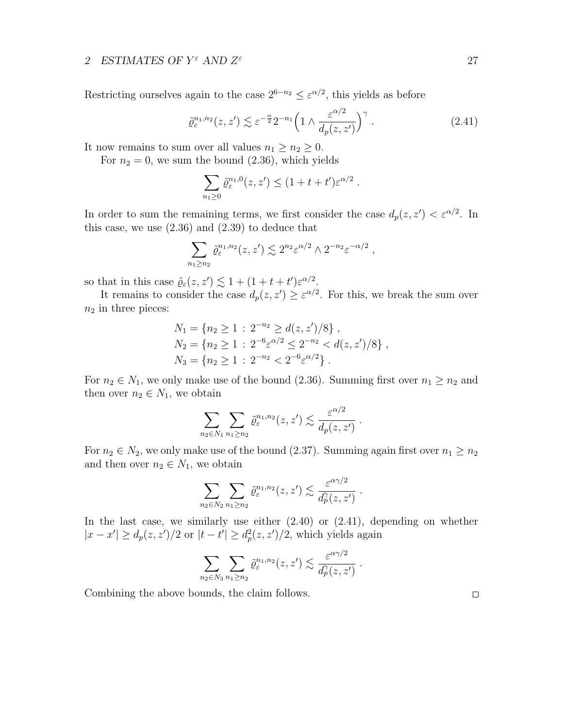Restricting ourselves again to the case $2^{6-n_2} \leq \varepsilon^{\alpha/2}$, this yields as before

$$\tilde{\varrho}_\varepsilon^{n_1,n_2}(z,z') \lesssim \varepsilon^{-\frac{\alpha}{2}} 2^{-n_1} \Big(1 \wedge \frac{\varepsilon^{\alpha/2}}{d_p(z,z')}\Big)^\gamma . \tag{2.41}$$

It now remains to sum over all values $n_1 \geq n_2 \geq 0$.

For $n_2 = 0$, we sum the bound (2.36), which yields

$$\sum_{n_1 \geq 0} \tilde{\varrho}_\varepsilon^{n_1,0}(z,z') \leq (1+t+t')\varepsilon^{\alpha/2} .$$

In order to sum the remaining terms, we first consider the case $d_p(z,z') < \varepsilon^{\alpha/2}$. In this case, we use (2.36) and (2.39) to deduce that

$$\sum_{n_1 \geq n_2} \tilde{\varrho}_\varepsilon^{n_1,n_2}(z,z') \lesssim 2^{n_2}\varepsilon^{\alpha/2} \wedge 2^{-n_2}\varepsilon^{-\alpha/2} ,$$

so that in this case $\tilde{\varrho}_\varepsilon(z,z') \lesssim 1 + (1+t+t')\varepsilon^{\alpha/2}$.

It remains to consider the case $d_p(z,z') \geq \varepsilon^{\alpha/2}$. For this, we break the sum over $n_2$ in three pieces:

$$\begin{aligned}
N_1 &= \{n_2 \geq 1 \,:\, 2^{-n_2} \geq d(z,z')/8\} , \\
N_2 &= \{n_2 \geq 1 \,:\, 2^{-6}\varepsilon^{\alpha/2} \leq 2^{-n_2} < d(z,z')/8\} , \\
N_3 &= \{n_2 \geq 1 \,:\, 2^{-n_2} < 2^{-6}\varepsilon^{\alpha/2}\} .
\end{aligned}$$

For $n_2 \in N_1$, we only make use of the bound (2.36). Summing first over $n_1 \geq n_2$ and then over $n_2 \in N_1$, we obtain

$$\sum_{n_2 \in N_1} \sum_{n_1 \geq n_2} \tilde{\varrho}_\varepsilon^{n_1,n_2}(z,z') \lesssim \frac{\varepsilon^{\alpha/2}}{d_p(z,z')} .$$

For $n_2 \in N_2$, we only make use of the bound (2.37). Summing again first over $n_1 \geq n_2$ and then over $n_2 \in N_1$, we obtain

$$\sum_{n_2 \in N_2} \sum_{n_1 \geq n_2} \tilde{\varrho}_\varepsilon^{n_1,n_2}(z,z') \lesssim \frac{\varepsilon^{\alpha\gamma/2}}{d_p^\gamma(z,z')} .$$

In the last case, we similarly use either (2.40) or (2.41), depending on whether $|x-x'| \geq d_p(z,z')/2$ or $|t-t'| \geq d_p^2(z,z')/2$, which yields again

$$\sum_{n_2 \in N_3} \sum_{n_1 \geq n_2} \tilde{\varrho}_\varepsilon^{n_1,n_2}(z,z') \lesssim \frac{\varepsilon^{\alpha\gamma/2}}{d_p^\gamma(z,z')} .$$

Combining the above bounds, the claim follows. ∎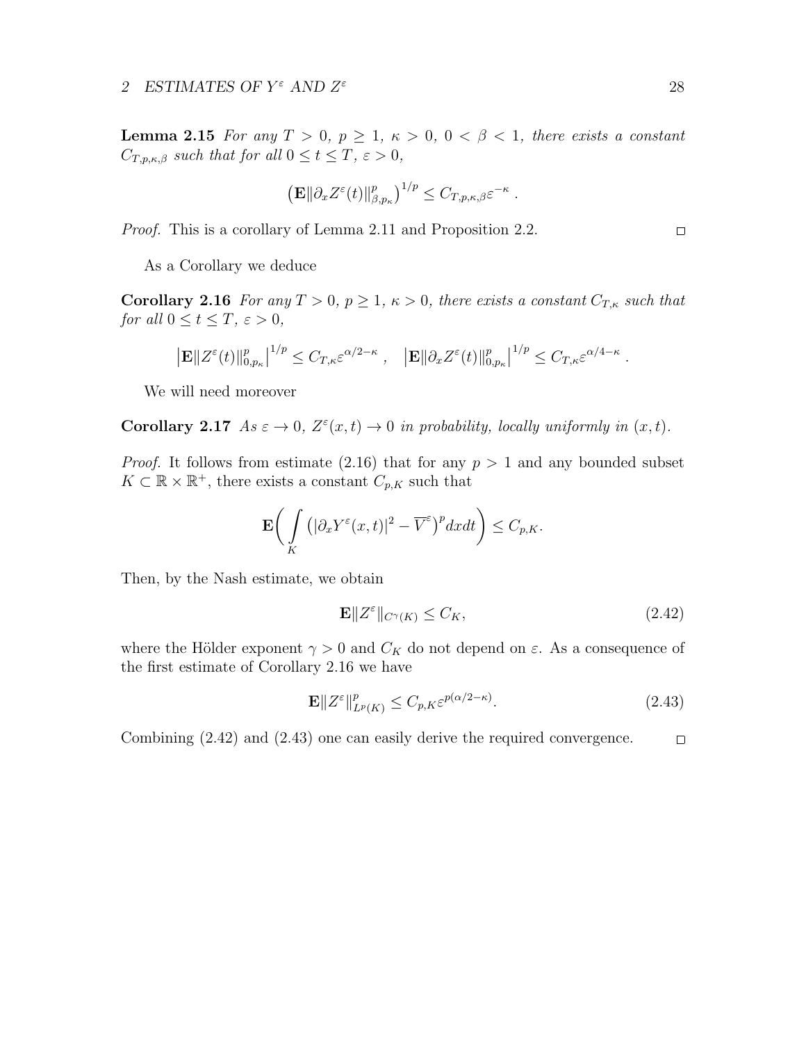**Lemma 2.15** *For any $T > 0$, $p \geq 1$, $\kappa > 0$, $0 < \beta < 1$, there exists a constant $C_{T,p,\kappa,\beta}$ such that for all $0 \leq t \leq T$, $\varepsilon > 0$,*

$$\left(\mathbf{E}\|\partial_x Z^\varepsilon(t)\|^p_{\beta,p_\kappa}\right)^{1/p} \leq C_{T,p,\kappa,\beta}\varepsilon^{-\kappa} .$$

*Proof.* This is a corollary of Lemma 2.11 and Proposition 2.2. □

As a Corollary we deduce

**Corollary 2.16** *For any $T > 0$, $p \geq 1$, $\kappa > 0$, there exists a constant $C_{T,\kappa}$ such that for all $0 \leq t \leq T$, $\varepsilon > 0$,*

$$\left|\mathbf{E}\|Z^\varepsilon(t)\|^p_{0,p_\kappa}\right|^{1/p} \leq C_{T,\kappa}\varepsilon^{\alpha/2-\kappa} , \quad \left|\mathbf{E}\|\partial_x Z^\varepsilon(t)\|^p_{0,p_\kappa}\right|^{1/p} \leq C_{T,\kappa}\varepsilon^{\alpha/4-\kappa} .$$

We will need moreover

**Corollary 2.17** *As $\varepsilon \to 0$, $Z^\varepsilon(x,t) \to 0$ in probability, locally uniformly in $(x,t)$.*

*Proof.* It follows from estimate (2.16) that for any $p > 1$ and any bounded subset $K \subset \mathbb{R} \times \mathbb{R}^+$, there exists a constant $C_{p,K}$ such that

$$\mathbf{E}\bigg(\int\limits_K \left(|\partial_x Y^\varepsilon(x,t)|^2 - \overline{V}^\varepsilon\right)^p dxdt\bigg) \leq C_{p,K}.$$

Then, by the Nash estimate, we obtain

$$\mathbf{E}\|Z^\varepsilon\|_{C^\gamma(K)} \leq C_K, \tag{2.42}$$

where the Hölder exponent $\gamma > 0$ and $C_K$ do not depend on $\varepsilon$. As a consequence of the first estimate of Corollary 2.16 we have

$$\mathbf{E}\|Z^\varepsilon\|^p_{L^p(K)} \leq C_{p,K}\varepsilon^{p(\alpha/2-\kappa)}. \tag{2.43}$$

Combining (2.42) and (2.43) one can easily derive the required convergence. □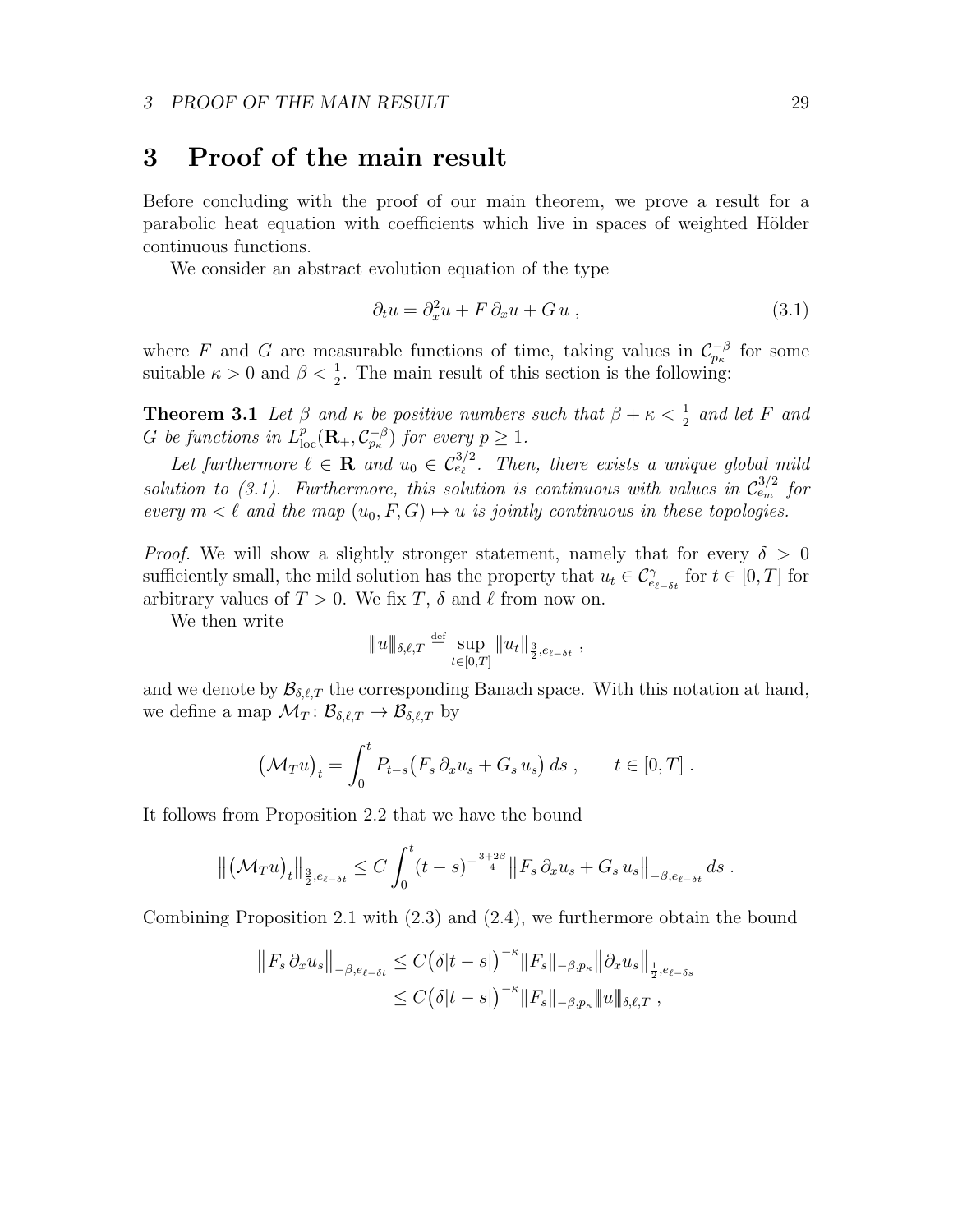# 3 Proof of the main result

Before concluding with the proof of our main theorem, we prove a result for a parabolic heat equation with coefficients which live in spaces of weighted Hölder continuous functions.

We consider an abstract evolution equation of the type

$$\partial_t u = \partial_x^2 u + F\,\partial_x u + G\,u\;, \tag{3.1}$$

where $F$ and $G$ are measurable functions of time, taking values in $\mathcal{C}^{-\beta}_{p_\kappa}$ for some suitable $\kappa > 0$ and $\beta < \frac{1}{2}$. The main result of this section is the following:

**Theorem 3.1** *Let $\beta$ and $\kappa$ be positive numbers such that $\beta + \kappa < \frac{1}{2}$ and let $F$ and $G$ be functions in $L^p_{\mathrm{loc}}(\mathbf{R}_+, \mathcal{C}^{-\beta}_{p_\kappa})$ for every $p \geq 1$.*

*Let furthermore $\ell \in \mathbf{R}$ and $u_0 \in \mathcal{C}^{3/2}_{e_\ell}$. Then, there exists a unique global mild solution to (3.1). Furthermore, this solution is continuous with values in $\mathcal{C}^{3/2}_{e_m}$ for every $m < \ell$ and the map $(u_0, F, G) \mapsto u$ is jointly continuous in these topologies.*

*Proof.* We will show a slightly stronger statement, namely that for every $\delta > 0$ sufficiently small, the mild solution has the property that $u_t \in \mathcal{C}^\gamma_{e_{\ell-\delta t}}$ for $t \in [0,T]$ for arbitrary values of $T > 0$. We fix $T$, $\delta$ and $\ell$ from now on.

We then write

$$|\!|\!| u |\!|\!|_{\delta,\ell,T} \stackrel{\mathrm{def}}{=} \sup_{t\in[0,T]} \|u_t\|_{\frac{3}{2},e_{\ell-\delta t}}\;,$$

and we denote by $\mathcal{B}_{\delta,\ell,T}$ the corresponding Banach space. With this notation at hand, we define a map $\mathcal{M}_T \colon \mathcal{B}_{\delta,\ell,T} \to \mathcal{B}_{\delta,\ell,T}$ by

$$\big(\mathcal{M}_T u\big)_t = \int_0^t P_{t-s}\big(F_s\,\partial_x u_s + G_s\,u_s\big)\,ds\;, \qquad t \in [0,T]\;.$$

It follows from Proposition 2.2 that we have the bound

$$\big\|\big(\mathcal{M}_T u\big)_t\big\|_{\frac{3}{2},e_{\ell-\delta t}} \leq C\int_0^t (t-s)^{-\frac{3+2\beta}{4}}\big\|F_s\,\partial_x u_s + G_s\,u_s\big\|_{-\beta,e_{\ell-\delta t}}\,ds\;.$$

Combining Proposition 2.1 with (2.3) and (2.4), we furthermore obtain the bound

$$\begin{aligned}
\big\|F_s\,\partial_x u_s\big\|_{-\beta,e_{\ell-\delta t}} &\leq C\big(\delta|t-s|\big)^{-\kappa}\|F_s\|_{-\beta,p_\kappa}\big\|\partial_x u_s\big\|_{\frac{1}{2},e_{\ell-\delta s}} \\
&\leq C\big(\delta|t-s|\big)^{-\kappa}\|F_s\|_{-\beta,p_\kappa}|\!|\!| u |\!|\!|_{\delta,\ell,T}\;,
\end{aligned}$$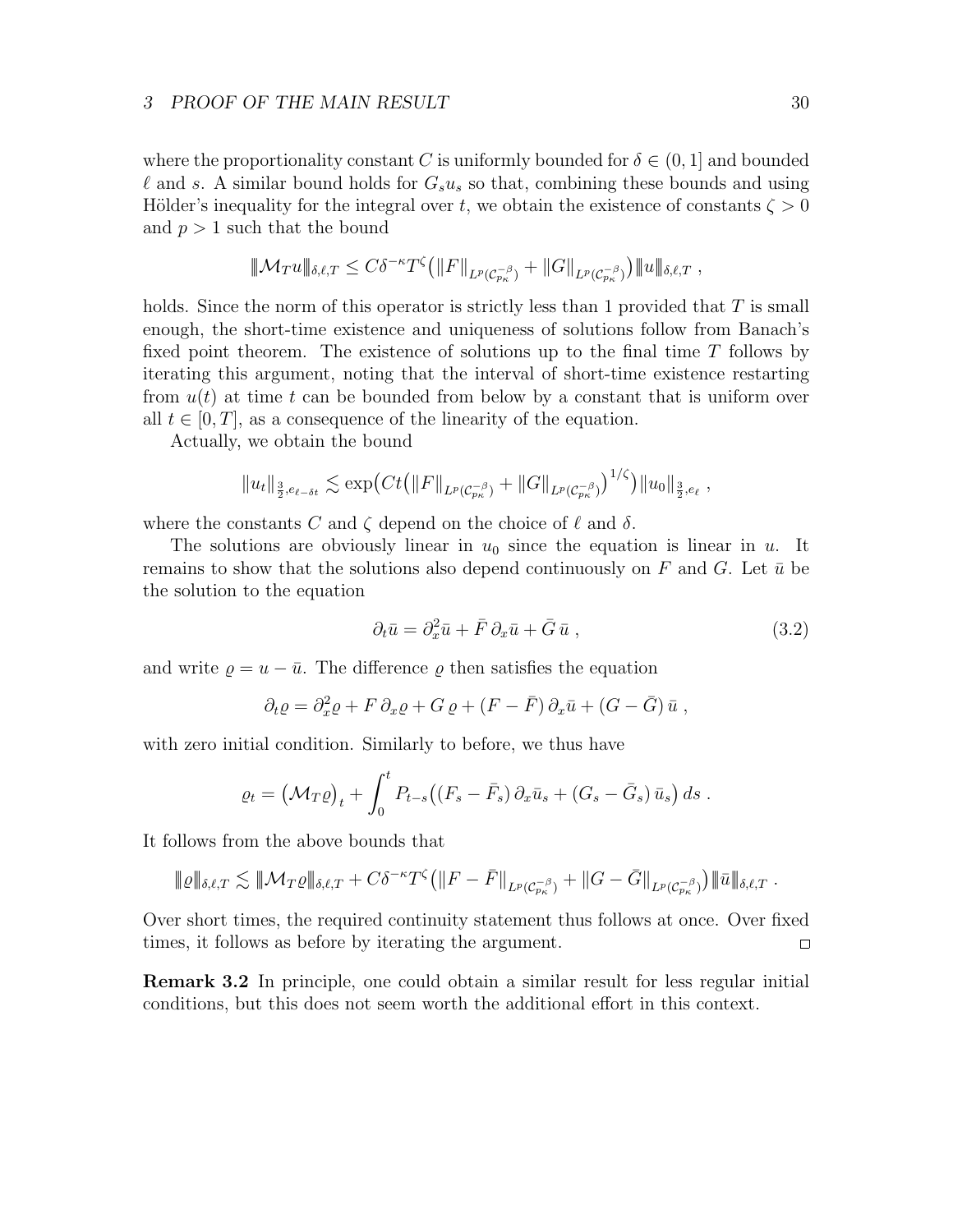where the proportionality constant $C$ is uniformly bounded for $\delta \in (0, 1]$ and bounded $\ell$ and $s$. A similar bound holds for $G_s u_s$ so that, combining these bounds and using Hölder's inequality for the integral over $t$, we obtain the existence of constants $\zeta > 0$ and $p > 1$ such that the bound

$$\|\mathcal{M}_T u\|_{\delta,\ell,T} \leq C\delta^{-\kappa} T^{\zeta} \big( \|F\|_{L^p(\mathcal{C}^{-\beta}_{p_\kappa})} + \|G\|_{L^p(\mathcal{C}^{-\beta}_{p_\kappa})} \big) \|u\|_{\delta,\ell,T} \;,$$

holds. Since the norm of this operator is strictly less than 1 provided that $T$ is small enough, the short-time existence and uniqueness of solutions follow from Banach's fixed point theorem. The existence of solutions up to the final time $T$ follows by iterating this argument, noting that the interval of short-time existence restarting from $u(t)$ at time $t$ can be bounded from below by a constant that is uniform over all $t \in [0, T]$, as a consequence of the linearity of the equation.

Actually, we obtain the bound

$$\|u_t\|_{\frac{3}{2},e_{\ell-\delta t}} \lesssim \exp\big( Ct \big( \|F\|_{L^p(\mathcal{C}^{-\beta}_{p_\kappa})} + \|G\|_{L^p(\mathcal{C}^{-\beta}_{p_\kappa})} \big)^{1/\zeta} \big) \|u_0\|_{\frac{3}{2},e_\ell} \;,$$

where the constants $C$ and $\zeta$ depend on the choice of $\ell$ and $\delta$.

The solutions are obviously linear in $u_0$ since the equation is linear in $u$. It remains to show that the solutions also depend continuously on $F$ and $G$. Let $\bar{u}$ be the solution to the equation

$$\partial_t \bar{u} = \partial_x^2 \bar{u} + \bar{F}\, \partial_x \bar{u} + \bar{G}\, \bar{u} \;, \tag{3.2}$$

and write $\varrho = u - \bar{u}$. The difference $\varrho$ then satisfies the equation

$$\partial_t \varrho = \partial_x^2 \varrho + F\, \partial_x \varrho + G\, \varrho + (F - \bar{F})\, \partial_x \bar{u} + (G - \bar{G})\, \bar{u} \;,$$

with zero initial condition. Similarly to before, we thus have

$$\varrho_t = \big(\mathcal{M}_T \varrho\big)_t + \int_0^t P_{t-s}\big( (F_s - \bar{F}_s)\, \partial_x \bar{u}_s + (G_s - \bar{G}_s)\, \bar{u}_s \big)\, ds \;.$$

It follows from the above bounds that

$$\|\varrho\|_{\delta,\ell,T} \lesssim \|\mathcal{M}_T \varrho\|_{\delta,\ell,T} + C\delta^{-\kappa} T^{\zeta} \big( \|F - \bar{F}\|_{L^p(\mathcal{C}^{-\beta}_{p_\kappa})} + \|G - \bar{G}\|_{L^p(\mathcal{C}^{-\beta}_{p_\kappa})} \big) \|\bar{u}\|_{\delta,\ell,T} \;.$$

Over short times, the required continuity statement thus follows at once. Over fixed times, it follows as before by iterating the argument. □

**Remark 3.2** In principle, one could obtain a similar result for less regular initial conditions, but this does not seem worth the additional effort in this context.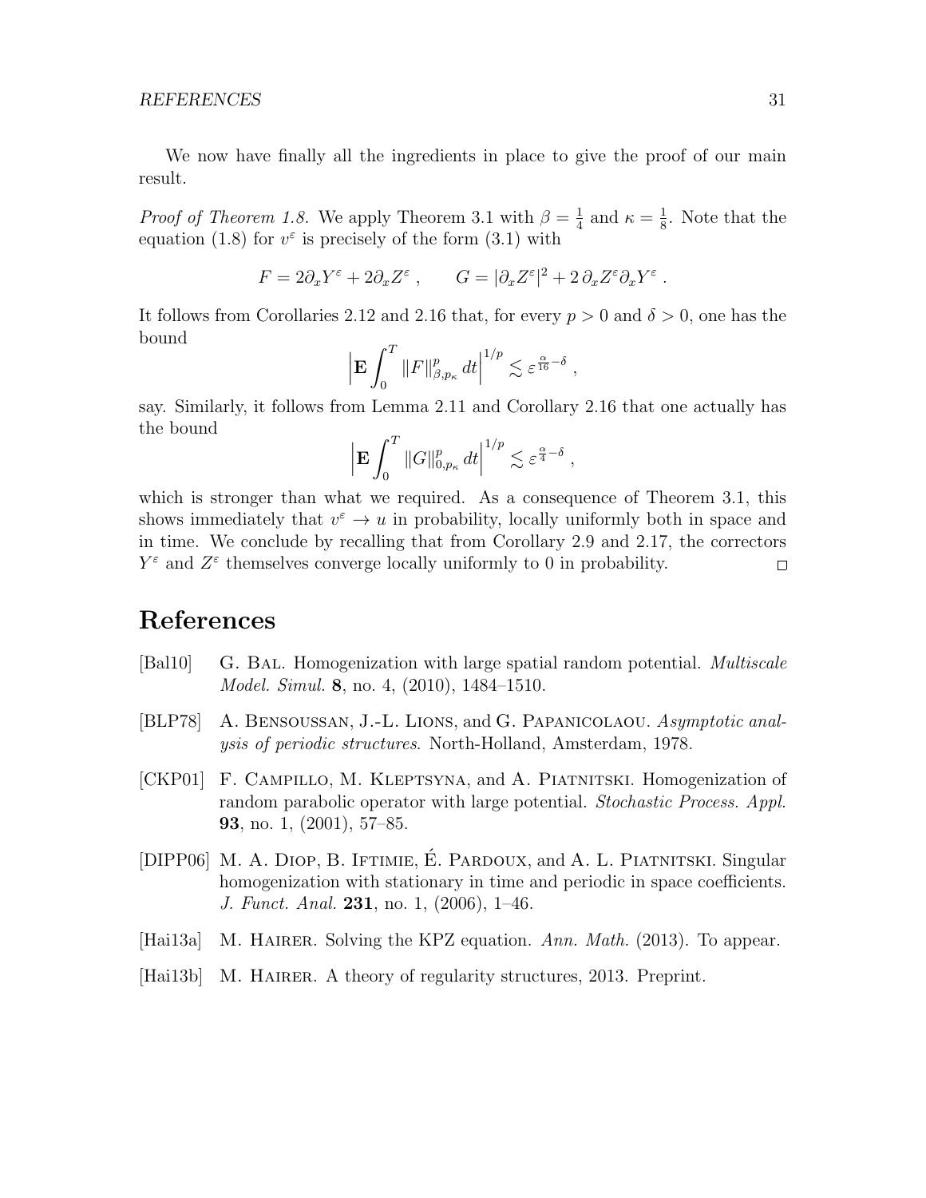We now have finally all the ingredients in place to give the proof of our main result.

*Proof of Theorem 1.8.* We apply Theorem 3.1 with $\beta = \frac{1}{4}$ and $\kappa = \frac{1}{8}$. Note that the equation (1.8) for $v^\varepsilon$ is precisely of the form (3.1) with

$$F = 2\partial_x Y^\varepsilon + 2\partial_x Z^\varepsilon \;, \qquad G = |\partial_x Z^\varepsilon|^2 + 2\,\partial_x Z^\varepsilon \partial_x Y^\varepsilon \;.$$

It follows from Corollaries 2.12 and 2.16 that, for every $p > 0$ and $\delta > 0$, one has the bound

$$\Big|\mathbf{E}\int_0^T \|F\|_{\beta,p_\kappa}^p\,dt\Big|^{1/p} \lesssim \varepsilon^{\frac{\alpha}{16}-\delta}\;,$$

say. Similarly, it follows from Lemma 2.11 and Corollary 2.16 that one actually has the bound

$$\Big|\mathbf{E}\int_0^T \|G\|_{0,p_\kappa}^p\,dt\Big|^{1/p} \lesssim \varepsilon^{\frac{\alpha}{4}-\delta}\;,$$

which is stronger than what we required. As a consequence of Theorem 3.1, this shows immediately that $v^\varepsilon \to u$ in probability, locally uniformly both in space and in time. We conclude by recalling that from Corollary 2.9 and 2.17, the correctors $Y^\varepsilon$ and $Z^\varepsilon$ themselves converge locally uniformly to 0 in probability. □

# References

[Bal10] G. Bal. Homogenization with large spatial random potential. *Multiscale Model. Simul.* **8**, no. 4, (2010), 1484–1510.

[BLP78] A. Bensoussan, J.-L. Lions, and G. Papanicolaou. *Asymptotic analysis of periodic structures*. North-Holland, Amsterdam, 1978.

[CKP01] F. Campillo, M. Kleptsyna, and A. Piatnitski. Homogenization of random parabolic operator with large potential. *Stochastic Process. Appl.* **93**, no. 1, (2001), 57–85.

[DIPP06] M. A. Diop, B. Iftimie, É. Pardoux, and A. L. Piatnitski. Singular homogenization with stationary in time and periodic in space coefficients. *J. Funct. Anal.* **231**, no. 1, (2006), 1–46.

[Hai13a] M. Hairer. Solving the KPZ equation. *Ann. Math.* (2013). To appear.

[Hai13b] M. Hairer. A theory of regularity structures, 2013. Preprint.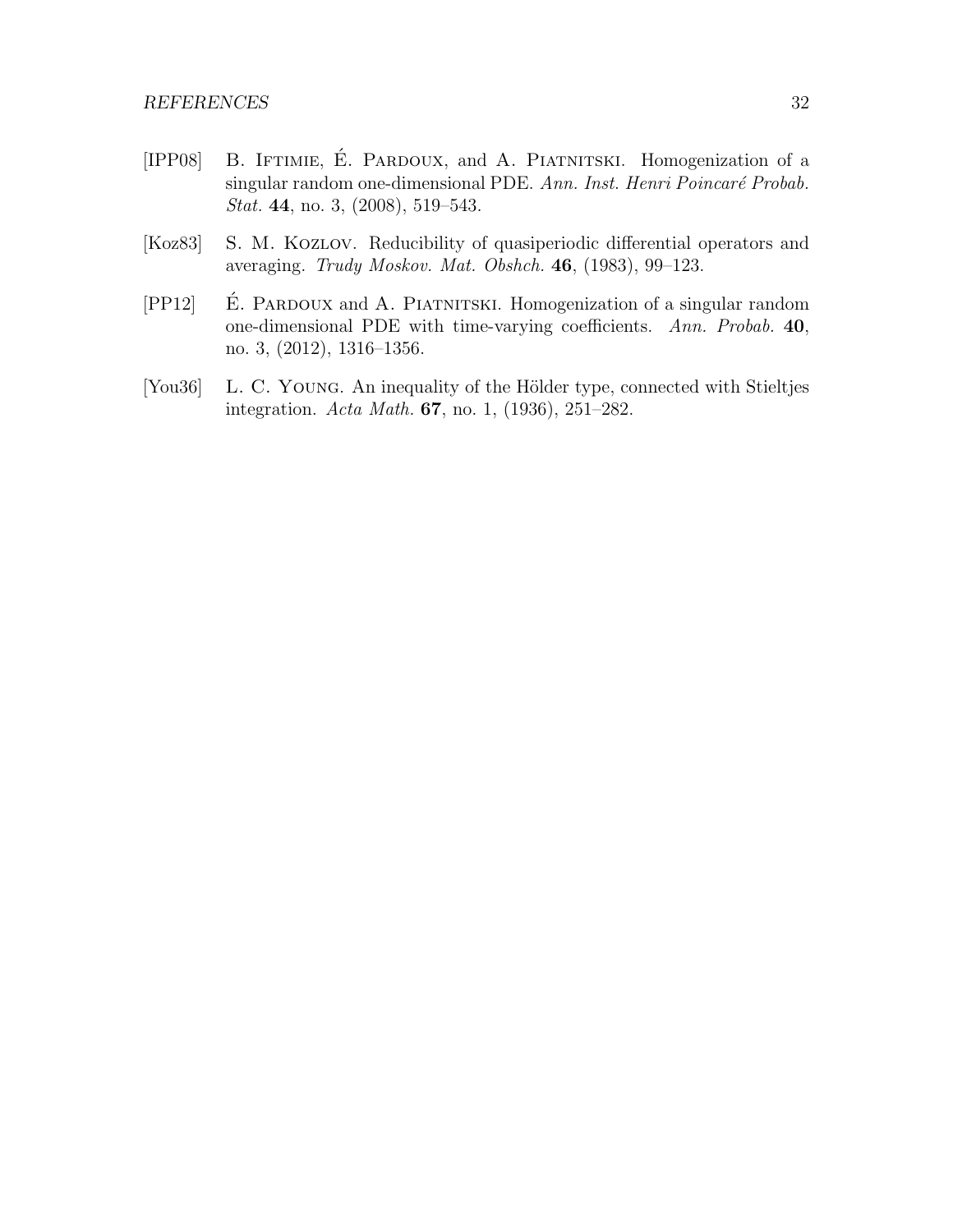[IPP08] B. Iftimie, É. Pardoux, and A. Piatnitski. Homogenization of a singular random one-dimensional PDE. *Ann. Inst. Henri Poincaré Probab. Stat.* **44**, no. 3, (2008), 519–543.

[Koz83] S. M. Kozlov. Reducibility of quasiperiodic differential operators and averaging. *Trudy Moskov. Mat. Obshch.* **46**, (1983), 99–123.

[PP12] É. Pardoux and A. Piatnitski. Homogenization of a singular random one-dimensional PDE with time-varying coefficients. *Ann. Probab.* **40**, no. 3, (2012), 1316–1356.

[You36] L. C. Young. An inequality of the Hölder type, connected with Stieltjes integration. *Acta Math.* **67**, no. 1, (1936), 251–282.